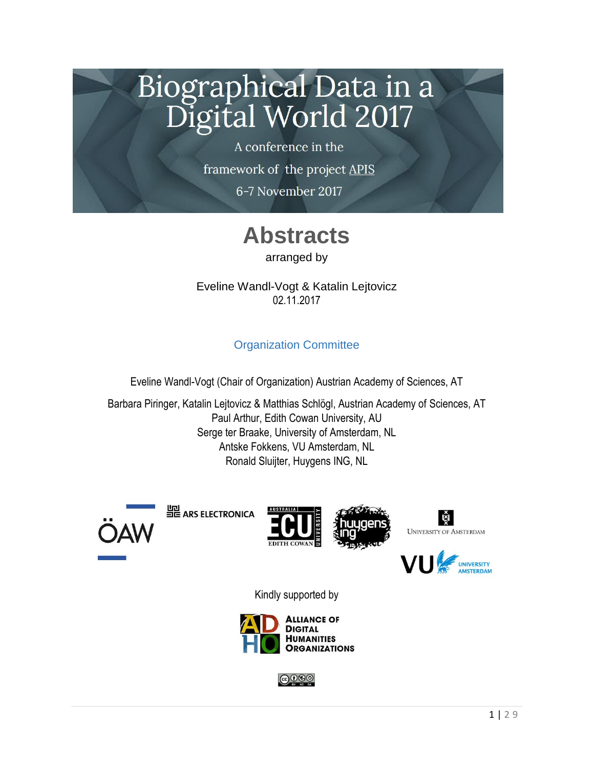# Biographical Data in a Digital World 2017

A conference in the

framework of the project APIS

6-7 November 2017

# Abstracts

arranged by

Eveline Wandl-Vogt & Katalin Lejtovicz
02.11.2017

## Organization Committee

Eveline Wandl-Vogt (Chair of Organization) Austrian Academy of Sciences, AT

Barbara Piringer, Katalin Lejtovicz & Matthias Schlögl, Austrian Academy of Sciences, AT
Paul Arthur, Edith Cowan University, AU
Serge ter Braake, University of Amsterdam, NL
Antske Fokkens, VU Amsterdam, NL
Ronald Sluijter, Huygens ING, NL

ÖAW | ARS ELECTRONICA | ECU Edith Cowan University Australia | huygens ing | University of Amsterdam | VU University Amsterdam

Kindly supported by

Alliance of Digital Humanities Organizations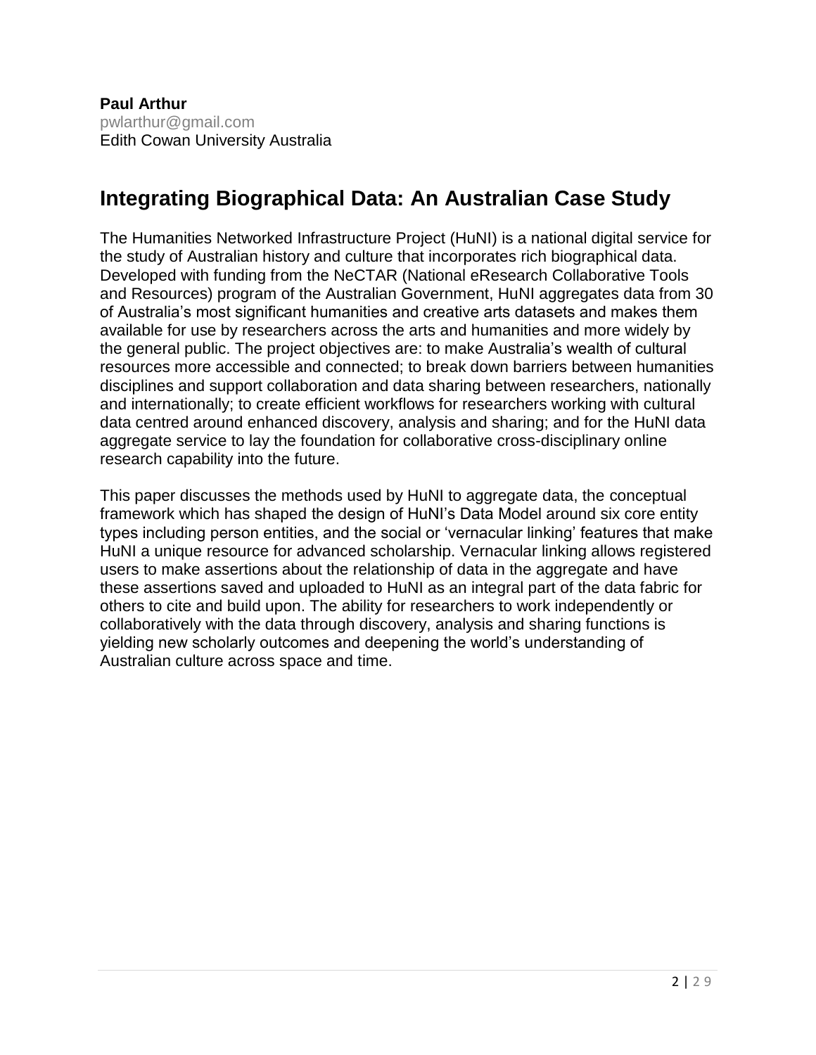**Paul Arthur**
pwlarthur@gmail.com
Edith Cowan University Australia

## Integrating Biographical Data: An Australian Case Study

The Humanities Networked Infrastructure Project (HuNI) is a national digital service for the study of Australian history and culture that incorporates rich biographical data. Developed with funding from the NeCTAR (National eResearch Collaborative Tools and Resources) program of the Australian Government, HuNI aggregates data from 30 of Australia's most significant humanities and creative arts datasets and makes them available for use by researchers across the arts and humanities and more widely by the general public. The project objectives are: to make Australia's wealth of cultural resources more accessible and connected; to break down barriers between humanities disciplines and support collaboration and data sharing between researchers, nationally and internationally; to create efficient workflows for researchers working with cultural data centred around enhanced discovery, analysis and sharing; and for the HuNI data aggregate service to lay the foundation for collaborative cross-disciplinary online research capability into the future.

This paper discusses the methods used by HuNI to aggregate data, the conceptual framework which has shaped the design of HuNI's Data Model around six core entity types including person entities, and the social or 'vernacular linking' features that make HuNI a unique resource for advanced scholarship. Vernacular linking allows registered users to make assertions about the relationship of data in the aggregate and have these assertions saved and uploaded to HuNI as an integral part of the data fabric for others to cite and build upon. The ability for researchers to work independently or collaboratively with the data through discovery, analysis and sharing functions is yielding new scholarly outcomes and deepening the world's understanding of Australian culture across space and time.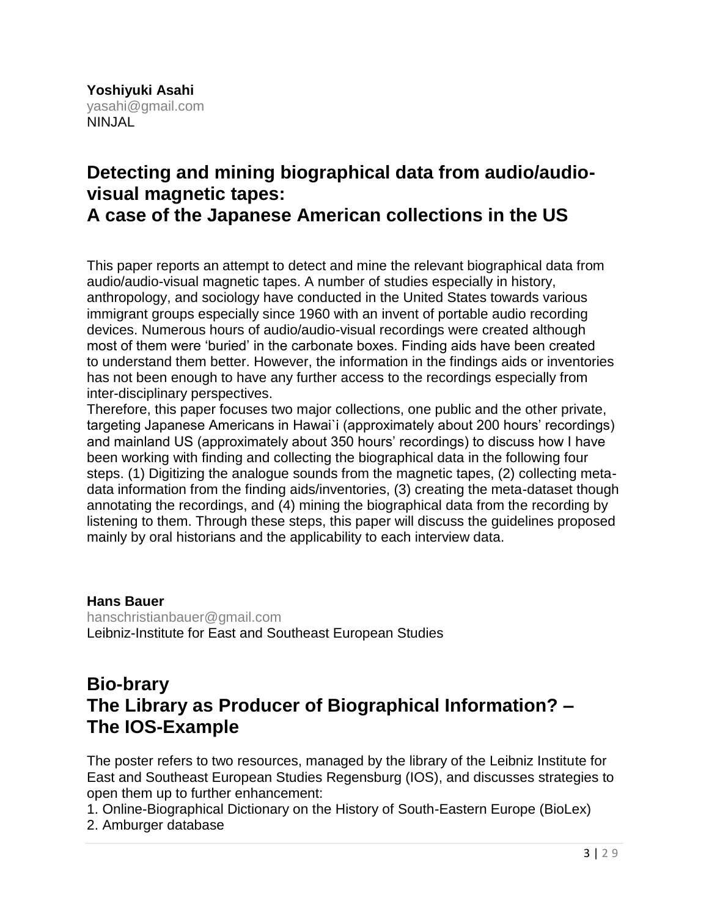**Yoshiyuki Asahi**
yasahi@gmail.com
NINJAL

## Detecting and mining biographical data from audio/audio-visual magnetic tapes: A case of the Japanese American collections in the US

This paper reports an attempt to detect and mine the relevant biographical data from audio/audio-visual magnetic tapes. A number of studies especially in history, anthropology, and sociology have conducted in the United States towards various immigrant groups especially since 1960 with an invent of portable audio recording devices. Numerous hours of audio/audio-visual recordings were created although most of them were 'buried' in the carbonate boxes. Finding aids have been created to understand them better. However, the information in the findings aids or inventories has not been enough to have any further access to the recordings especially from inter-disciplinary perspectives.
Therefore, this paper focuses two major collections, one public and the other private, targeting Japanese Americans in Hawai`i (approximately about 200 hours' recordings) and mainland US (approximately about 350 hours' recordings) to discuss how I have been working with finding and collecting the biographical data in the following four steps. (1) Digitizing the analogue sounds from the magnetic tapes, (2) collecting meta-data information from the finding aids/inventories, (3) creating the meta-dataset though annotating the recordings, and (4) mining the biographical data from the recording by listening to them. Through these steps, this paper will discuss the guidelines proposed mainly by oral historians and the applicability to each interview data.

**Hans Bauer**
hanschristianbauer@gmail.com
Leibniz-Institute for East and Southeast European Studies

## Bio-brary The Library as Producer of Biographical Information? – The IOS-Example

The poster refers to two resources, managed by the library of the Leibniz Institute for East and Southeast European Studies Regensburg (IOS), and discusses strategies to open them up to further enhancement:

1. Online-Biographical Dictionary on the History of South-Eastern Europe (BioLex)
2. Amburger database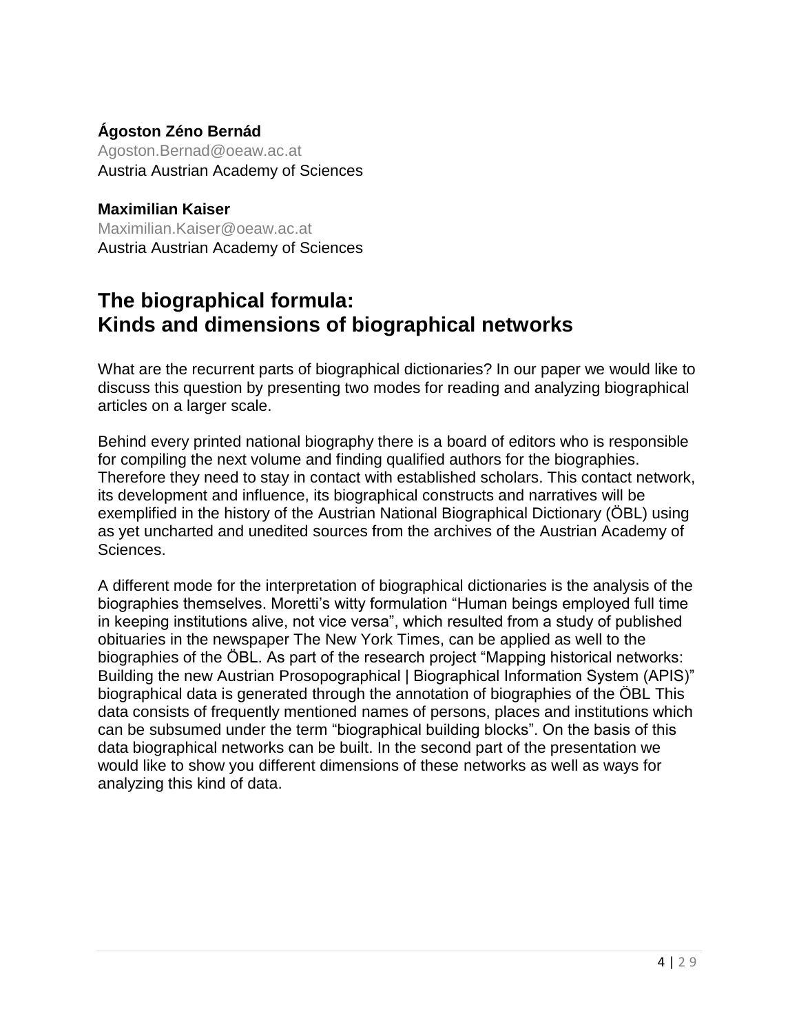**Ágoston Zéno Bernád**
Agoston.Bernad@oeaw.ac.at
Austria Austrian Academy of Sciences

**Maximilian Kaiser**
Maximilian.Kaiser@oeaw.ac.at
Austria Austrian Academy of Sciences

## The biographical formula: Kinds and dimensions of biographical networks

What are the recurrent parts of biographical dictionaries? In our paper we would like to discuss this question by presenting two modes for reading and analyzing biographical articles on a larger scale.

Behind every printed national biography there is a board of editors who is responsible for compiling the next volume and finding qualified authors for the biographies. Therefore they need to stay in contact with established scholars. This contact network, its development and influence, its biographical constructs and narratives will be exemplified in the history of the Austrian National Biographical Dictionary (ÖBL) using as yet uncharted and unedited sources from the archives of the Austrian Academy of Sciences.

A different mode for the interpretation of biographical dictionaries is the analysis of the biographies themselves. Moretti's witty formulation "Human beings employed full time in keeping institutions alive, not vice versa", which resulted from a study of published obituaries in the newspaper The New York Times, can be applied as well to the biographies of the ÖBL. As part of the research project "Mapping historical networks: Building the new Austrian Prosopographical | Biographical Information System (APIS)" biographical data is generated through the annotation of biographies of the ÖBL This data consists of frequently mentioned names of persons, places and institutions which can be subsumed under the term "biographical building blocks". On the basis of this data biographical networks can be built. In the second part of the presentation we would like to show you different dimensions of these networks as well as ways for analyzing this kind of data.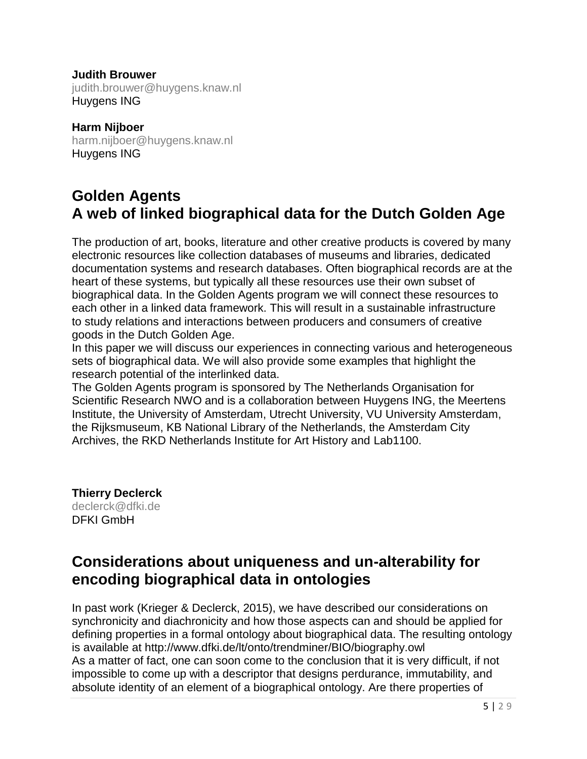**Judith Brouwer**
judith.brouwer@huygens.knaw.nl
Huygens ING

**Harm Nijboer**
harm.nijboer@huygens.knaw.nl
Huygens ING

## Golden Agents
## A web of linked biographical data for the Dutch Golden Age

The production of art, books, literature and other creative products is covered by many electronic resources like collection databases of museums and libraries, dedicated documentation systems and research databases. Often biographical records are at the heart of these systems, but typically all these resources use their own subset of biographical data. In the Golden Agents program we will connect these resources to each other in a linked data framework. This will result in a sustainable infrastructure to study relations and interactions between producers and consumers of creative goods in the Dutch Golden Age.
In this paper we will discuss our experiences in connecting various and heterogeneous sets of biographical data. We will also provide some examples that highlight the research potential of the interlinked data.
The Golden Agents program is sponsored by The Netherlands Organisation for Scientific Research NWO and is a collaboration between Huygens ING, the Meertens Institute, the University of Amsterdam, Utrecht University, VU University Amsterdam, the Rijksmuseum, KB National Library of the Netherlands, the Amsterdam City Archives, the RKD Netherlands Institute for Art History and Lab1100.

**Thierry Declerck**
declerck@dfki.de
DFKI GmbH

## Considerations about uniqueness and un-alterability for encoding biographical data in ontologies

In past work (Krieger & Declerck, 2015), we have described our considerations on synchronicity and diachronicity and how those aspects can and should be applied for defining properties in a formal ontology about biographical data. The resulting ontology is available at http://www.dfki.de/lt/onto/trendminer/BIO/biography.owl
As a matter of fact, one can soon come to the conclusion that it is very difficult, if not impossible to come up with a descriptor that designs perdurance, immutability, and absolute identity of an element of a biographical ontology. Are there properties of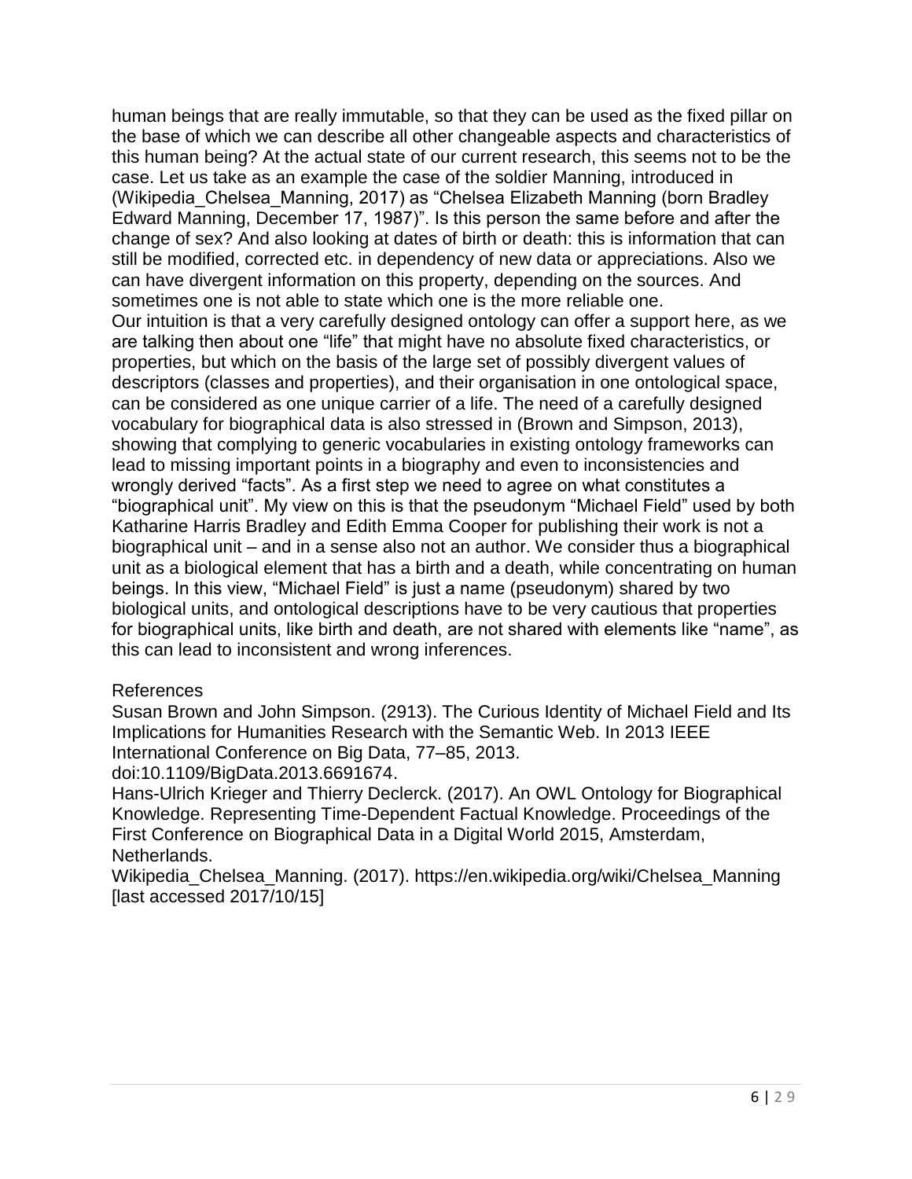human beings that are really immutable, so that they can be used as the fixed pillar on the base of which we can describe all other changeable aspects and characteristics of this human being? At the actual state of our current research, this seems not to be the case. Let us take as an example the case of the soldier Manning, introduced in (Wikipedia_Chelsea_Manning, 2017) as "Chelsea Elizabeth Manning (born Bradley Edward Manning, December 17, 1987)". Is this person the same before and after the change of sex? And also looking at dates of birth or death: this is information that can still be modified, corrected etc. in dependency of new data or appreciations. Also we can have divergent information on this property, depending on the sources. And sometimes one is not able to state which one is the more reliable one.

Our intuition is that a very carefully designed ontology can offer a support here, as we are talking then about one "life" that might have no absolute fixed characteristics, or properties, but which on the basis of the large set of possibly divergent values of descriptors (classes and properties), and their organisation in one ontological space, can be considered as one unique carrier of a life. The need of a carefully designed vocabulary for biographical data is also stressed in (Brown and Simpson, 2013), showing that complying to generic vocabularies in existing ontology frameworks can lead to missing important points in a biography and even to inconsistencies and wrongly derived "facts". As a first step we need to agree on what constitutes a "biographical unit". My view on this is that the pseudonym "Michael Field" used by both Katharine Harris Bradley and Edith Emma Cooper for publishing their work is not a biographical unit – and in a sense also not an author. We consider thus a biographical unit as a biological element that has a birth and a death, while concentrating on human beings. In this view, "Michael Field" is just a name (pseudonym) shared by two biological units, and ontological descriptions have to be very cautious that properties for biographical units, like birth and death, are not shared with elements like "name", as this can lead to inconsistent and wrong inferences.

References

Susan Brown and John Simpson. (2913). The Curious Identity of Michael Field and Its Implications for Humanities Research with the Semantic Web. In 2013 IEEE International Conference on Big Data, 77–85, 2013. doi:10.1109/BigData.2013.6691674.

Hans-Ulrich Krieger and Thierry Declerck. (2017). An OWL Ontology for Biographical Knowledge. Representing Time-Dependent Factual Knowledge. Proceedings of the First Conference on Biographical Data in a Digital World 2015, Amsterdam, Netherlands.

Wikipedia_Chelsea_Manning. (2017). https://en.wikipedia.org/wiki/Chelsea_Manning [last accessed 2017/10/15]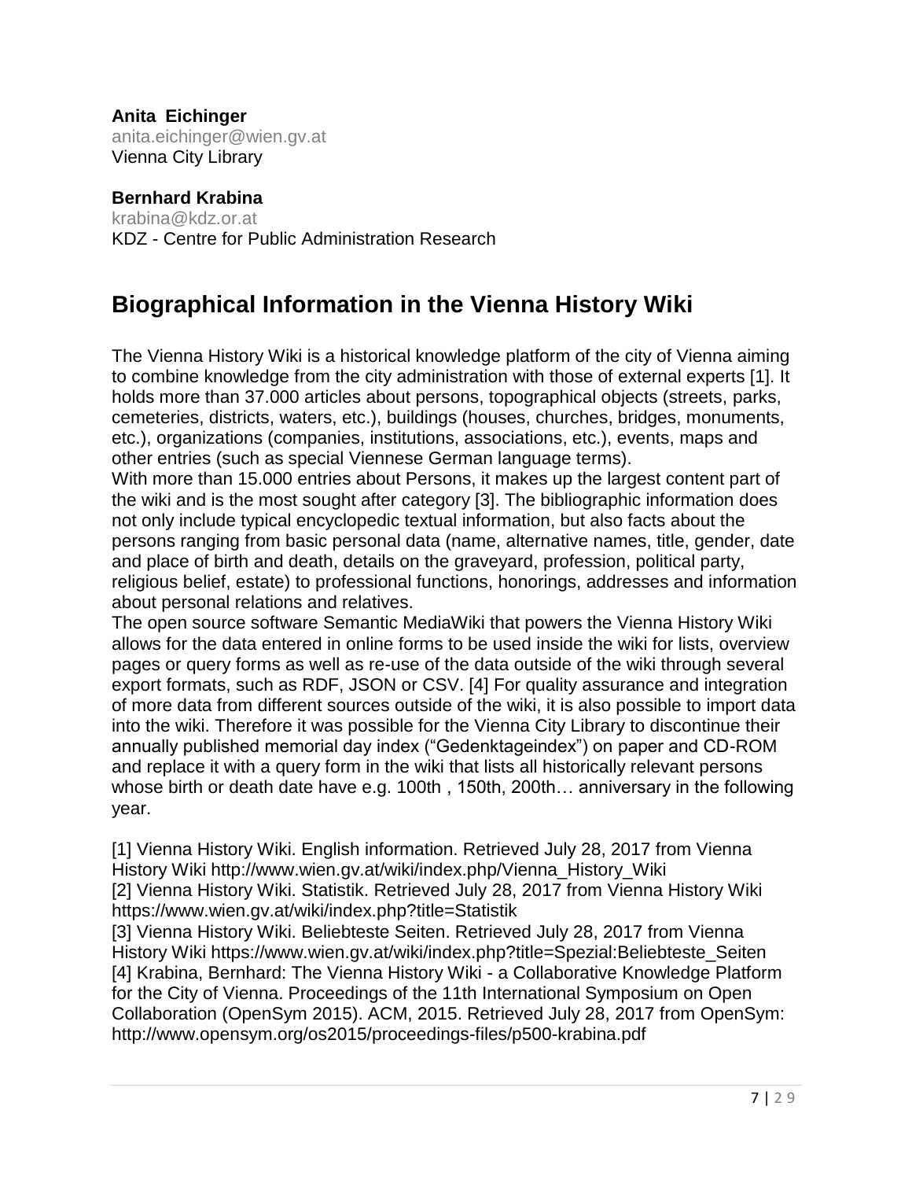**Anita Eichinger**
anita.eichinger@wien.gv.at
Vienna City Library

**Bernhard Krabina**
krabina@kdz.or.at
KDZ - Centre for Public Administration Research

## Biographical Information in the Vienna History Wiki

The Vienna History Wiki is a historical knowledge platform of the city of Vienna aiming to combine knowledge from the city administration with those of external experts [1]. It holds more than 37.000 articles about persons, topographical objects (streets, parks, cemeteries, districts, waters, etc.), buildings (houses, churches, bridges, monuments, etc.), organizations (companies, institutions, associations, etc.), events, maps and other entries (such as special Viennese German language terms).
With more than 15.000 entries about Persons, it makes up the largest content part of the wiki and is the most sought after category [3]. The bibliographic information does not only include typical encyclopedic textual information, but also facts about the persons ranging from basic personal data (name, alternative names, title, gender, date and place of birth and death, details on the graveyard, profession, political party, religious belief, estate) to professional functions, honorings, addresses and information about personal relations and relatives.
The open source software Semantic MediaWiki that powers the Vienna History Wiki allows for the data entered in online forms to be used inside the wiki for lists, overview pages or query forms as well as re-use of the data outside of the wiki through several export formats, such as RDF, JSON or CSV. [4] For quality assurance and integration of more data from different sources outside of the wiki, it is also possible to import data into the wiki. Therefore it was possible for the Vienna City Library to discontinue their annually published memorial day index ("Gedenktageindex") on paper and CD-ROM and replace it with a query form in the wiki that lists all historically relevant persons whose birth or death date have e.g. 100th , 150th, 200th… anniversary in the following year.

[1] Vienna History Wiki. English information. Retrieved July 28, 2017 from Vienna History Wiki http://www.wien.gv.at/wiki/index.php/Vienna_History_Wiki
[2] Vienna History Wiki. Statistik. Retrieved July 28, 2017 from Vienna History Wiki https://www.wien.gv.at/wiki/index.php?title=Statistik
[3] Vienna History Wiki. Beliebteste Seiten. Retrieved July 28, 2017 from Vienna History Wiki https://www.wien.gv.at/wiki/index.php?title=Spezial:Beliebteste_Seiten
[4] Krabina, Bernhard: The Vienna History Wiki - a Collaborative Knowledge Platform for the City of Vienna. Proceedings of the 11th International Symposium on Open Collaboration (OpenSym 2015). ACM, 2015. Retrieved July 28, 2017 from OpenSym: http://www.opensym.org/os2015/proceedings-files/p500-krabina.pdf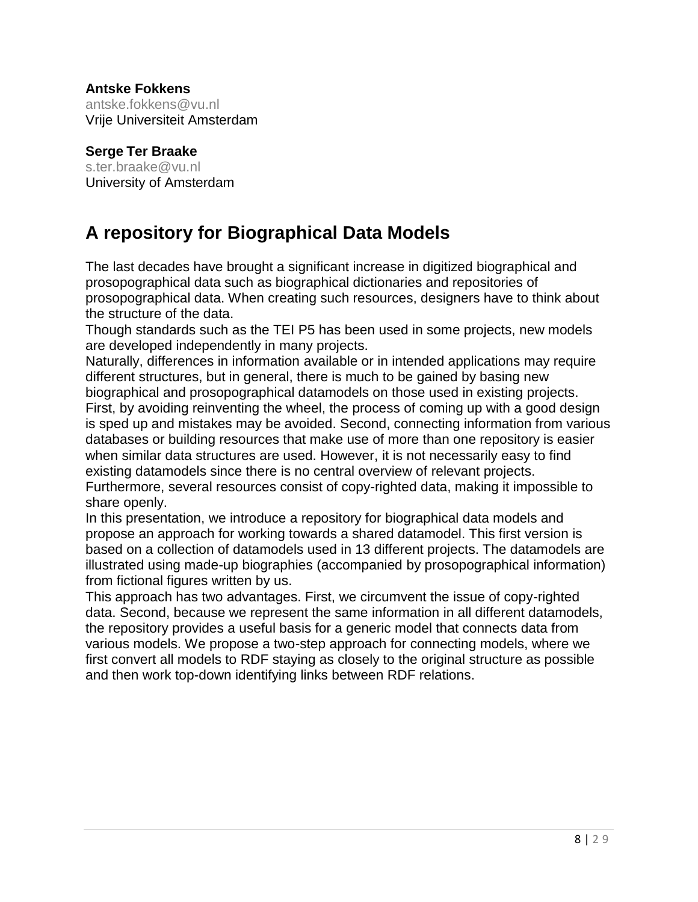**Antske Fokkens**
antske.fokkens@vu.nl
Vrije Universiteit Amsterdam

**Serge Ter Braake**
s.ter.braake@vu.nl
University of Amsterdam

## A repository for Biographical Data Models

The last decades have brought a significant increase in digitized biographical and prosopographical data such as biographical dictionaries and repositories of prosopographical data. When creating such resources, designers have to think about the structure of the data.

Though standards such as the TEI P5 has been used in some projects, new models are developed independently in many projects.

Naturally, differences in information available or in intended applications may require different structures, but in general, there is much to be gained by basing new biographical and prosopographical datamodels on those used in existing projects. First, by avoiding reinventing the wheel, the process of coming up with a good design is sped up and mistakes may be avoided. Second, connecting information from various databases or building resources that make use of more than one repository is easier when similar data structures are used. However, it is not necessarily easy to find existing datamodels since there is no central overview of relevant projects. Furthermore, several resources consist of copy-righted data, making it impossible to share openly.

In this presentation, we introduce a repository for biographical data models and propose an approach for working towards a shared datamodel. This first version is based on a collection of datamodels used in 13 different projects. The datamodels are illustrated using made-up biographies (accompanied by prosopographical information) from fictional figures written by us.

This approach has two advantages. First, we circumvent the issue of copy-righted data. Second, because we represent the same information in all different datamodels, the repository provides a useful basis for a generic model that connects data from various models. We propose a two-step approach for connecting models, where we first convert all models to RDF staying as closely to the original structure as possible and then work top-down identifying links between RDF relations.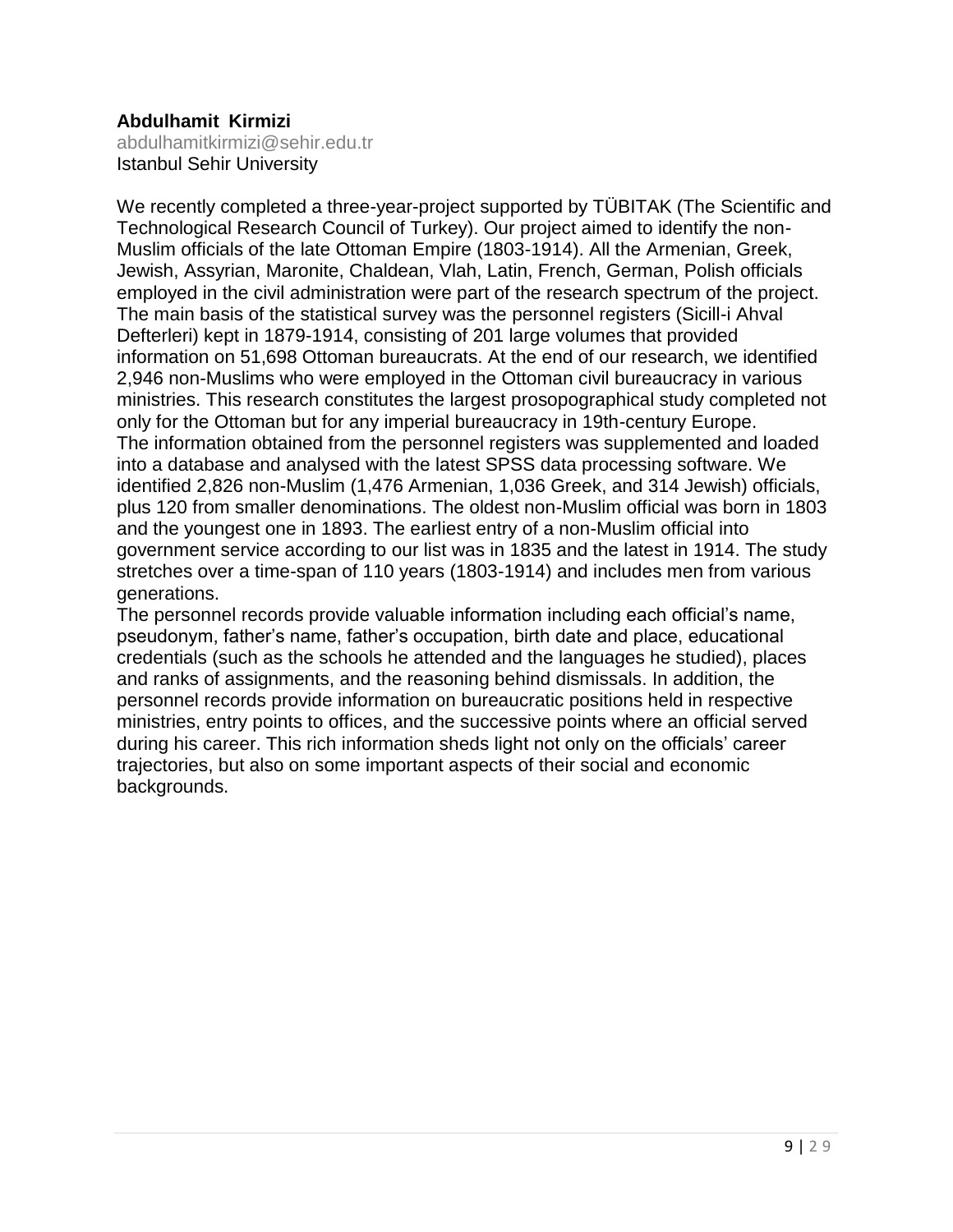**Abdulhamit Kirmizi**
abdulhamitkirmizi@sehir.edu.tr
Istanbul Sehir University

We recently completed a three-year-project supported by TÜBITAK (The Scientific and Technological Research Council of Turkey). Our project aimed to identify the non-Muslim officials of the late Ottoman Empire (1803-1914). All the Armenian, Greek, Jewish, Assyrian, Maronite, Chaldean, Vlah, Latin, French, German, Polish officials employed in the civil administration were part of the research spectrum of the project. The main basis of the statistical survey was the personnel registers (Sicill-i Ahval Defterleri) kept in 1879-1914, consisting of 201 large volumes that provided information on 51,698 Ottoman bureaucrats. At the end of our research, we identified 2,946 non-Muslims who were employed in the Ottoman civil bureaucracy in various ministries. This research constitutes the largest prosopographical study completed not only for the Ottoman but for any imperial bureaucracy in 19th-century Europe.
The information obtained from the personnel registers was supplemented and loaded into a database and analysed with the latest SPSS data processing software. We identified 2,826 non-Muslim (1,476 Armenian, 1,036 Greek, and 314 Jewish) officials, plus 120 from smaller denominations. The oldest non-Muslim official was born in 1803 and the youngest one in 1893. The earliest entry of a non-Muslim official into government service according to our list was in 1835 and the latest in 1914. The study stretches over a time-span of 110 years (1803-1914) and includes men from various generations.
The personnel records provide valuable information including each official's name, pseudonym, father's name, father's occupation, birth date and place, educational credentials (such as the schools he attended and the languages he studied), places and ranks of assignments, and the reasoning behind dismissals. In addition, the personnel records provide information on bureaucratic positions held in respective ministries, entry points to offices, and the successive points where an official served during his career. This rich information sheds light not only on the officials' career trajectories, but also on some important aspects of their social and economic backgrounds.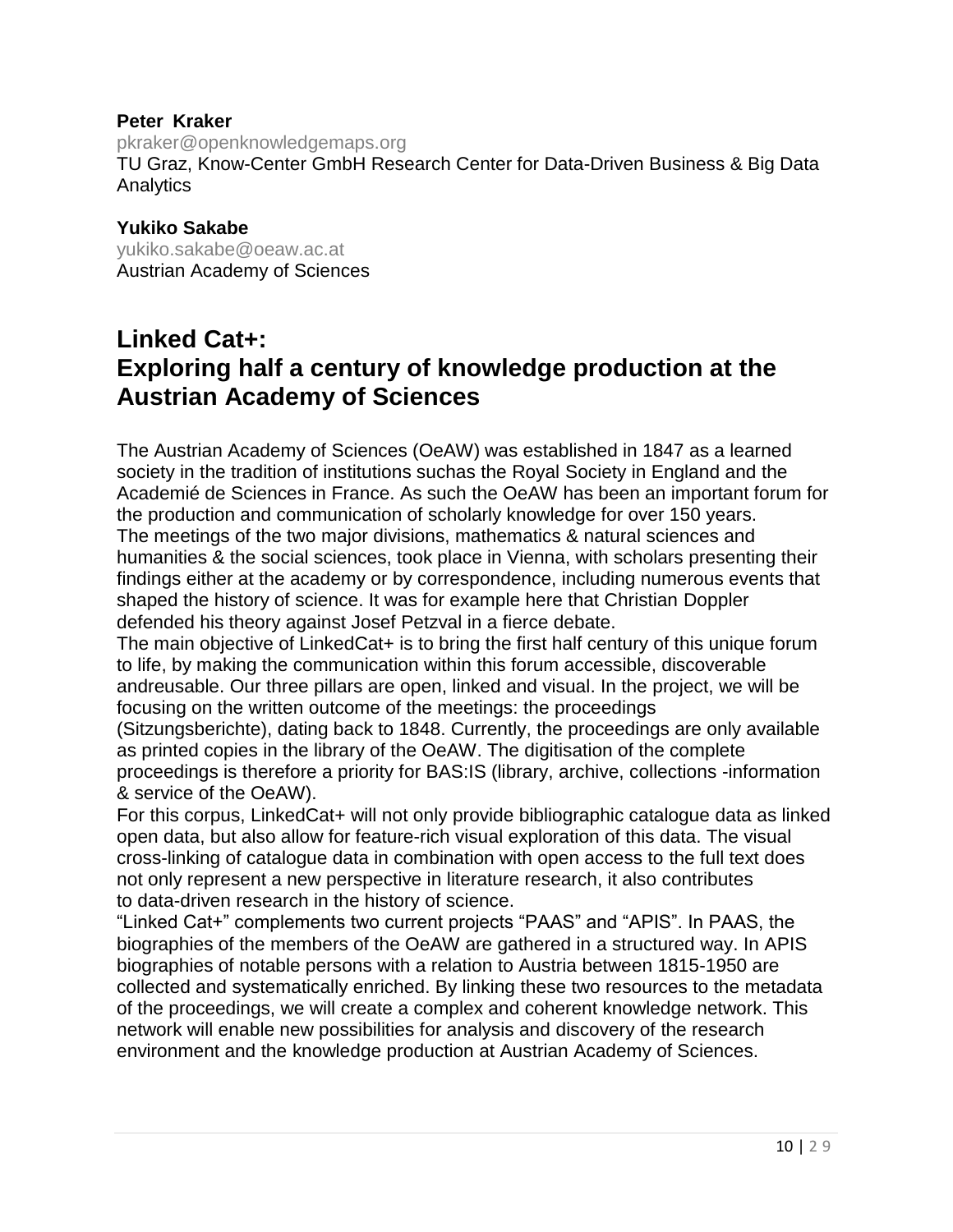**Peter Kraker**
pkraker@openknowledgemaps.org
TU Graz, Know-Center GmbH Research Center for Data-Driven Business & Big Data Analytics

**Yukiko Sakabe**
yukiko.sakabe@oeaw.ac.at
Austrian Academy of Sciences

## Linked Cat+: Exploring half a century of knowledge production at the Austrian Academy of Sciences

The Austrian Academy of Sciences (OeAW) was established in 1847 as a learned society in the tradition of institutions suchas the Royal Society in England and the Academié de Sciences in France. As such the OeAW has been an important forum for the production and communication of scholarly knowledge for over 150 years.
The meetings of the two major divisions, mathematics & natural sciences and humanities & the social sciences, took place in Vienna, with scholars presenting their findings either at the academy or by correspondence, including numerous events that shaped the history of science. It was for example here that Christian Doppler defended his theory against Josef Petzval in a fierce debate.
The main objective of LinkedCat+ is to bring the first half century of this unique forum to life, by making the communication within this forum accessible, discoverable andreusable. Our three pillars are open, linked and visual. In the project, we will be focusing on the written outcome of the meetings: the proceedings (Sitzungsberichte), dating back to 1848. Currently, the proceedings are only available as printed copies in the library of the OeAW. The digitisation of the complete proceedings is therefore a priority for BAS:IS (library, archive, collections -information & service of the OeAW).
For this corpus, LinkedCat+ will not only provide bibliographic catalogue data as linked open data, but also allow for feature-rich visual exploration of this data. The visual cross-linking of catalogue data in combination with open access to the full text does not only represent a new perspective in literature research, it also contributes to data-driven research in the history of science.
"Linked Cat+" complements two current projects "PAAS" and "APIS". In PAAS, the biographies of the members of the OeAW are gathered in a structured way. In APIS biographies of notable persons with a relation to Austria between 1815-1950 are collected and systematically enriched. By linking these two resources to the metadata of the proceedings, we will create a complex and coherent knowledge network. This network will enable new possibilities for analysis and discovery of the research environment and the knowledge production at Austrian Academy of Sciences.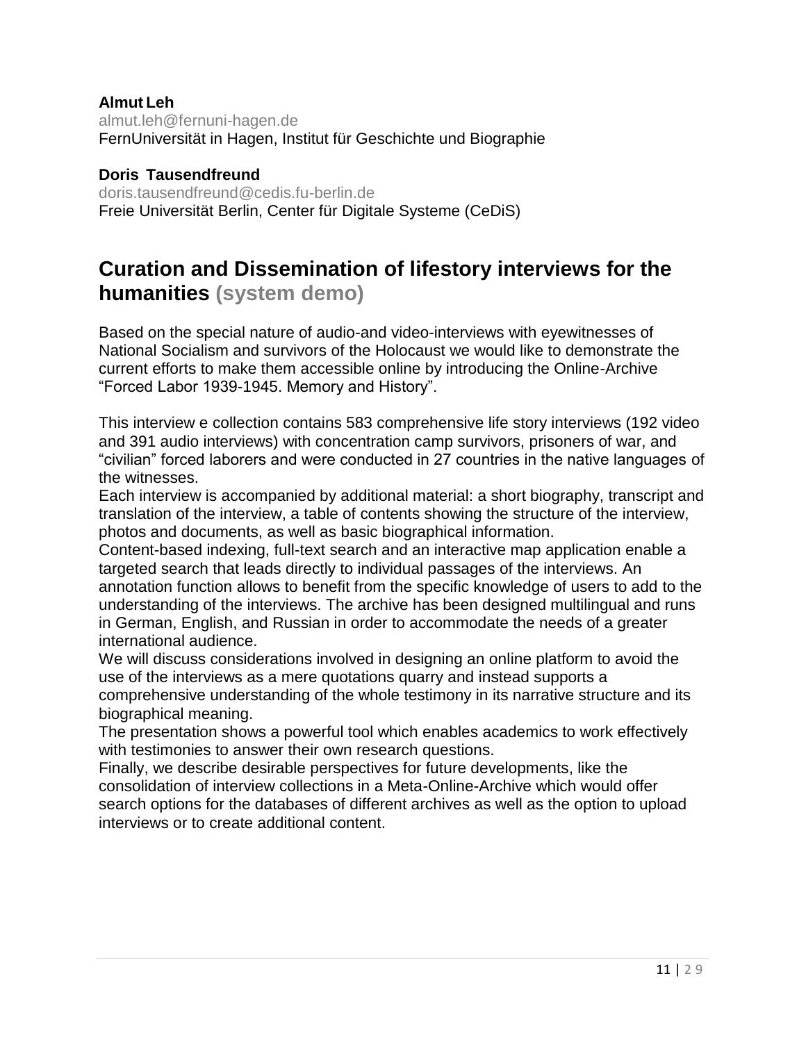**Almut Leh**
almut.leh@fernuni-hagen.de
FernUniversität in Hagen, Institut für Geschichte und Biographie

**Doris Tausendfreund**
doris.tausendfreund@cedis.fu-berlin.de
Freie Universität Berlin, Center für Digitale Systeme (CeDiS)

## Curation and Dissemination of lifestory interviews for the humanities (system demo)

Based on the special nature of audio-and video-interviews with eyewitnesses of National Socialism and survivors of the Holocaust we would like to demonstrate the current efforts to make them accessible online by introducing the Online-Archive "Forced Labor 1939-1945. Memory and History".

This interview e collection contains 583 comprehensive life story interviews (192 video and 391 audio interviews) with concentration camp survivors, prisoners of war, and "civilian" forced laborers and were conducted in 27 countries in the native languages of the witnesses.
Each interview is accompanied by additional material: a short biography, transcript and translation of the interview, a table of contents showing the structure of the interview, photos and documents, as well as basic biographical information.
Content-based indexing, full-text search and an interactive map application enable a targeted search that leads directly to individual passages of the interviews. An annotation function allows to benefit from the specific knowledge of users to add to the understanding of the interviews. The archive has been designed multilingual and runs in German, English, and Russian in order to accommodate the needs of a greater international audience.
We will discuss considerations involved in designing an online platform to avoid the use of the interviews as a mere quotations quarry and instead supports a comprehensive understanding of the whole testimony in its narrative structure and its biographical meaning.
The presentation shows a powerful tool which enables academics to work effectively with testimonies to answer their own research questions.
Finally, we describe desirable perspectives for future developments, like the consolidation of interview collections in a Meta-Online-Archive which would offer search options for the databases of different archives as well as the option to upload interviews or to create additional content.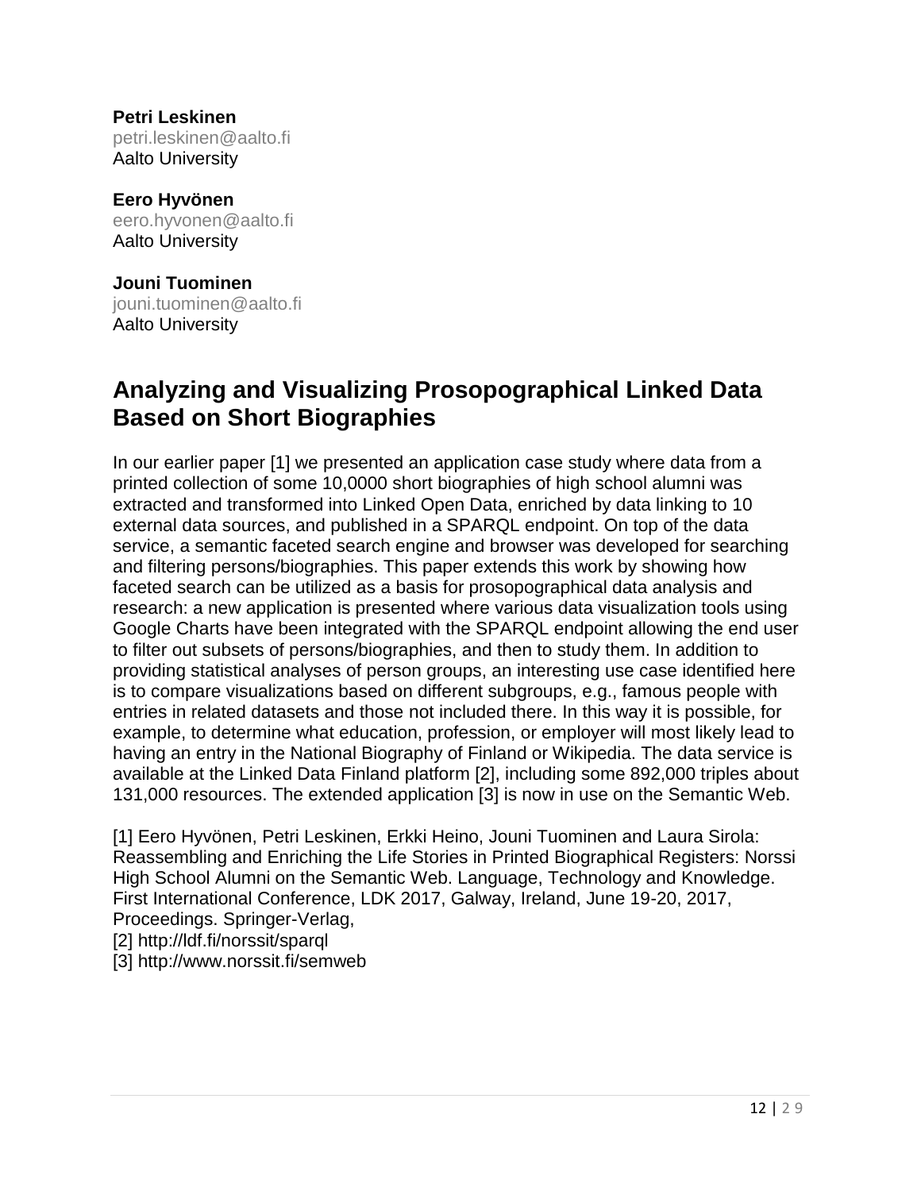**Petri Leskinen**
petri.leskinen@aalto.fi
Aalto University

**Eero Hyvönen**
eero.hyvonen@aalto.fi
Aalto University

**Jouni Tuominen**
jouni.tuominen@aalto.fi
Aalto University

## Analyzing and Visualizing Prosopographical Linked Data Based on Short Biographies

In our earlier paper [1] we presented an application case study where data from a printed collection of some 10,0000 short biographies of high school alumni was extracted and transformed into Linked Open Data, enriched by data linking to 10 external data sources, and published in a SPARQL endpoint. On top of the data service, a semantic faceted search engine and browser was developed for searching and filtering persons/biographies. This paper extends this work by showing how faceted search can be utilized as a basis for prosopographical data analysis and research: a new application is presented where various data visualization tools using Google Charts have been integrated with the SPARQL endpoint allowing the end user to filter out subsets of persons/biographies, and then to study them. In addition to providing statistical analyses of person groups, an interesting use case identified here is to compare visualizations based on different subgroups, e.g., famous people with entries in related datasets and those not included there. In this way it is possible, for example, to determine what education, profession, or employer will most likely lead to having an entry in the National Biography of Finland or Wikipedia. The data service is available at the Linked Data Finland platform [2], including some 892,000 triples about 131,000 resources. The extended application [3] is now in use on the Semantic Web.

[1] Eero Hyvönen, Petri Leskinen, Erkki Heino, Jouni Tuominen and Laura Sirola: Reassembling and Enriching the Life Stories in Printed Biographical Registers: Norssi High School Alumni on the Semantic Web. Language, Technology and Knowledge. First International Conference, LDK 2017, Galway, Ireland, June 19-20, 2017, Proceedings. Springer-Verlag,
[2] http://ldf.fi/norssit/sparql
[3] http://www.norssit.fi/semweb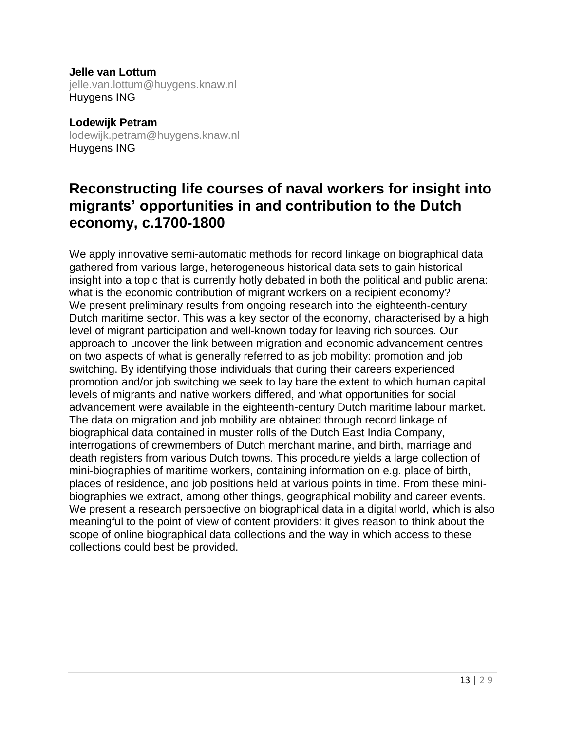**Jelle van Lottum**
jelle.van.lottum@huygens.knaw.nl
Huygens ING

**Lodewijk Petram**
lodewijk.petram@huygens.knaw.nl
Huygens ING

## Reconstructing life courses of naval workers for insight into migrants' opportunities in and contribution to the Dutch economy, c.1700-1800

We apply innovative semi-automatic methods for record linkage on biographical data gathered from various large, heterogeneous historical data sets to gain historical insight into a topic that is currently hotly debated in both the political and public arena: what is the economic contribution of migrant workers on a recipient economy?
We present preliminary results from ongoing research into the eighteenth-century Dutch maritime sector. This was a key sector of the economy, characterised by a high level of migrant participation and well-known today for leaving rich sources. Our approach to uncover the link between migration and economic advancement centres on two aspects of what is generally referred to as job mobility: promotion and job switching. By identifying those individuals that during their careers experienced promotion and/or job switching we seek to lay bare the extent to which human capital levels of migrants and native workers differed, and what opportunities for social advancement were available in the eighteenth-century Dutch maritime labour market. The data on migration and job mobility are obtained through record linkage of biographical data contained in muster rolls of the Dutch East India Company, interrogations of crewmembers of Dutch merchant marine, and birth, marriage and death registers from various Dutch towns. This procedure yields a large collection of mini-biographies of maritime workers, containing information on e.g. place of birth, places of residence, and job positions held at various points in time. From these mini-biographies we extract, among other things, geographical mobility and career events. We present a research perspective on biographical data in a digital world, which is also meaningful to the point of view of content providers: it gives reason to think about the scope of online biographical data collections and the way in which access to these collections could best be provided.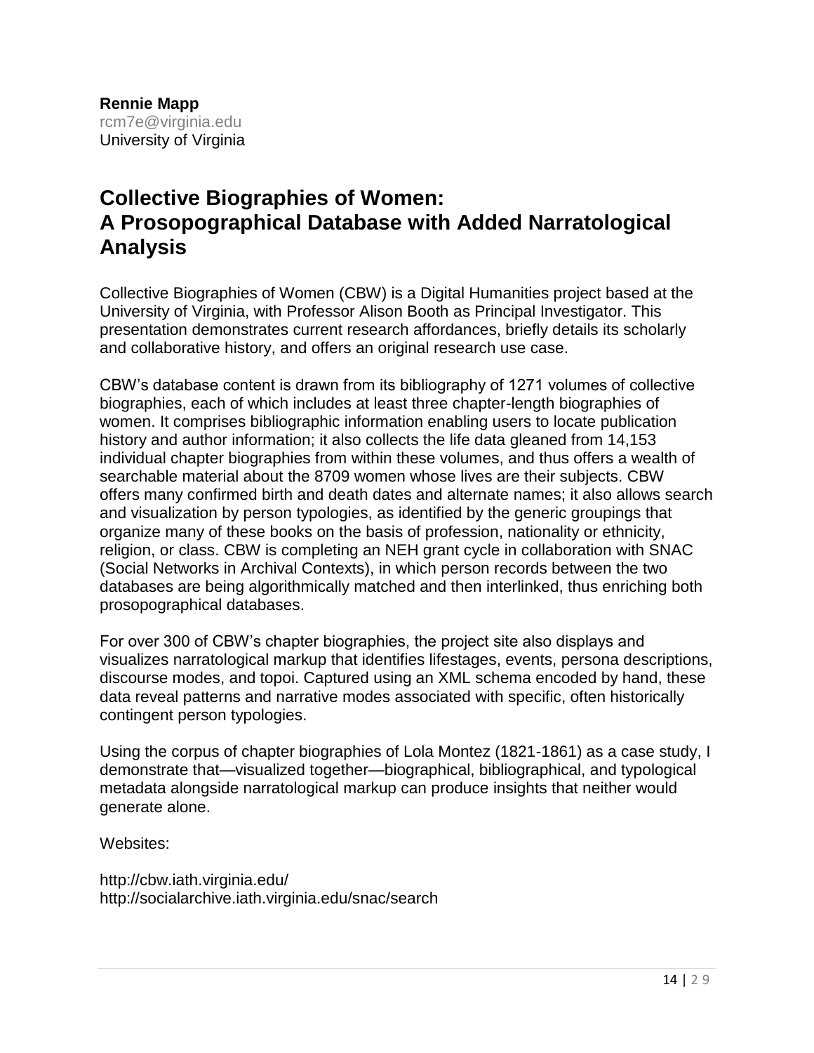**Rennie Mapp**
rcm7e@virginia.edu
University of Virginia

## Collective Biographies of Women: A Prosopographical Database with Added Narratological Analysis

Collective Biographies of Women (CBW) is a Digital Humanities project based at the University of Virginia, with Professor Alison Booth as Principal Investigator. This presentation demonstrates current research affordances, briefly details its scholarly and collaborative history, and offers an original research use case.

CBW's database content is drawn from its bibliography of 1271 volumes of collective biographies, each of which includes at least three chapter-length biographies of women. It comprises bibliographic information enabling users to locate publication history and author information; it also collects the life data gleaned from 14,153 individual chapter biographies from within these volumes, and thus offers a wealth of searchable material about the 8709 women whose lives are their subjects. CBW offers many confirmed birth and death dates and alternate names; it also allows search and visualization by person typologies, as identified by the generic groupings that organize many of these books on the basis of profession, nationality or ethnicity, religion, or class. CBW is completing an NEH grant cycle in collaboration with SNAC (Social Networks in Archival Contexts), in which person records between the two databases are being algorithmically matched and then interlinked, thus enriching both prosopographical databases.

For over 300 of CBW's chapter biographies, the project site also displays and visualizes narratological markup that identifies lifestages, events, persona descriptions, discourse modes, and topoi. Captured using an XML schema encoded by hand, these data reveal patterns and narrative modes associated with specific, often historically contingent person typologies.

Using the corpus of chapter biographies of Lola Montez (1821-1861) as a case study, I demonstrate that—visualized together—biographical, bibliographical, and typological metadata alongside narratological markup can produce insights that neither would generate alone.

Websites:

http://cbw.iath.virginia.edu/
http://socialarchive.iath.virginia.edu/snac/search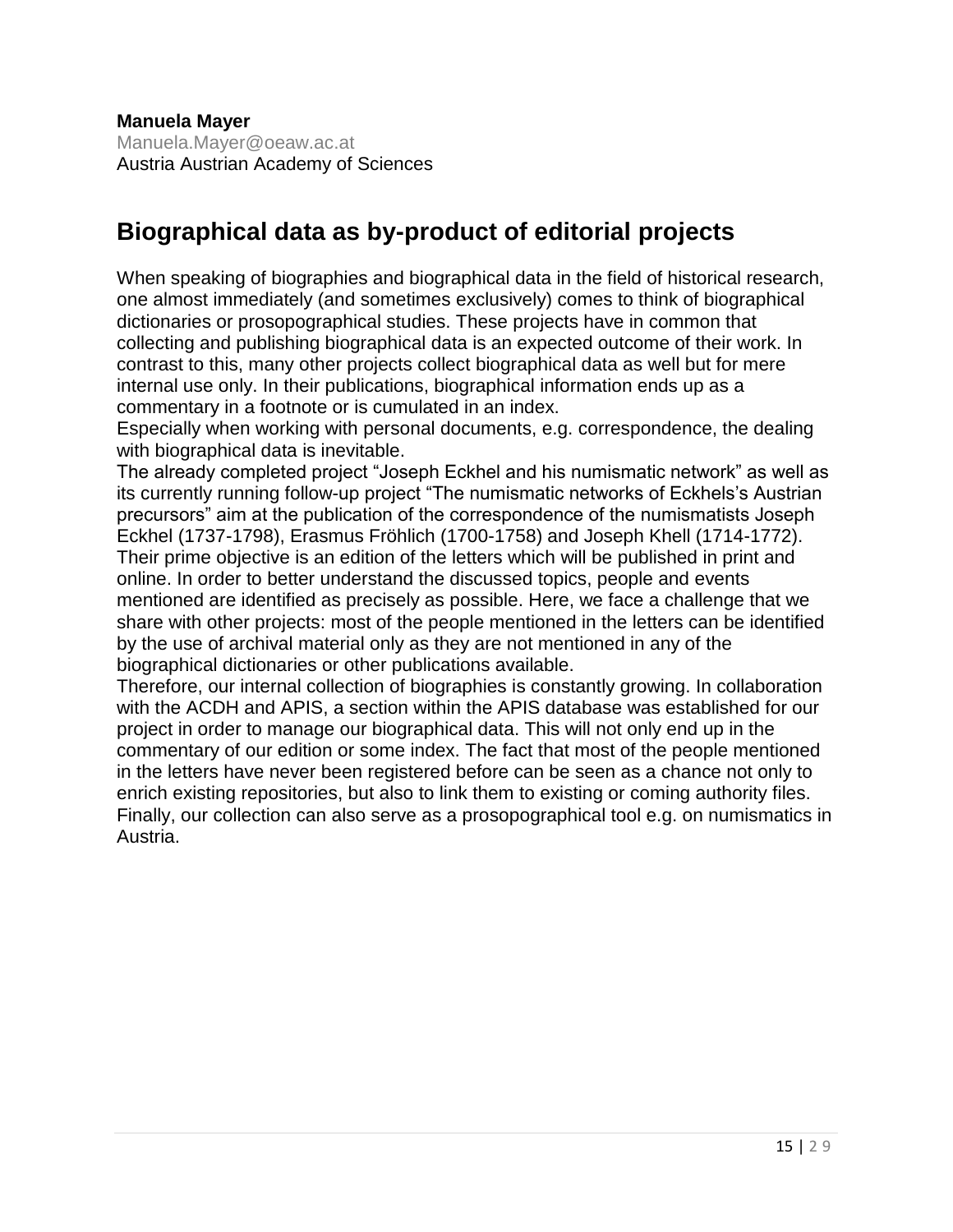**Manuela Mayer**
Manuela.Mayer@oeaw.ac.at
Austria Austrian Academy of Sciences

## Biographical data as by-product of editorial projects

When speaking of biographies and biographical data in the field of historical research, one almost immediately (and sometimes exclusively) comes to think of biographical dictionaries or prosopographical studies. These projects have in common that collecting and publishing biographical data is an expected outcome of their work. In contrast to this, many other projects collect biographical data as well but for mere internal use only. In their publications, biographical information ends up as a commentary in a footnote or is cumulated in an index.

Especially when working with personal documents, e.g. correspondence, the dealing with biographical data is inevitable.

The already completed project “Joseph Eckhel and his numismatic network” as well as its currently running follow-up project “The numismatic networks of Eckhels’s Austrian precursors” aim at the publication of the correspondence of the numismatists Joseph Eckhel (1737-1798), Erasmus Fröhlich (1700-1758) and Joseph Khell (1714-1772). Their prime objective is an edition of the letters which will be published in print and online. In order to better understand the discussed topics, people and events mentioned are identified as precisely as possible. Here, we face a challenge that we share with other projects: most of the people mentioned in the letters can be identified by the use of archival material only as they are not mentioned in any of the biographical dictionaries or other publications available.

Therefore, our internal collection of biographies is constantly growing. In collaboration with the ACDH and APIS, a section within the APIS database was established for our project in order to manage our biographical data. This will not only end up in the commentary of our edition or some index. The fact that most of the people mentioned in the letters have never been registered before can be seen as a chance not only to enrich existing repositories, but also to link them to existing or coming authority files. Finally, our collection can also serve as a prosopographical tool e.g. on numismatics in Austria.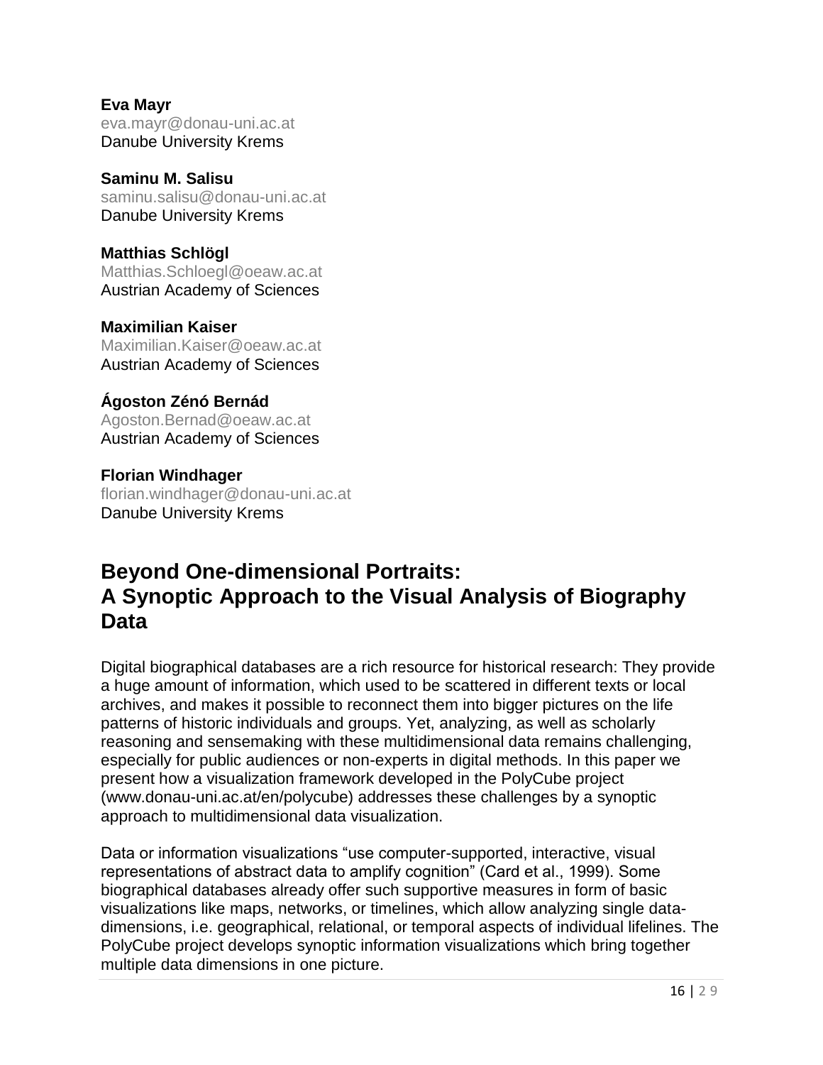**Eva Mayr**
eva.mayr@donau-uni.ac.at
Danube University Krems

**Saminu M. Salisu**
saminu.salisu@donau-uni.ac.at
Danube University Krems

**Matthias Schlögl**
Matthias.Schloegl@oeaw.ac.at
Austrian Academy of Sciences

**Maximilian Kaiser**
Maximilian.Kaiser@oeaw.ac.at
Austrian Academy of Sciences

**Ágoston Zénó Bernád**
Agoston.Bernad@oeaw.ac.at
Austrian Academy of Sciences

**Florian Windhager**
florian.windhager@donau-uni.ac.at
Danube University Krems

# Beyond One-dimensional Portraits: A Synoptic Approach to the Visual Analysis of Biography Data

Digital biographical databases are a rich resource for historical research: They provide a huge amount of information, which used to be scattered in different texts or local archives, and makes it possible to reconnect them into bigger pictures on the life patterns of historic individuals and groups. Yet, analyzing, as well as scholarly reasoning and sensemaking with these multidimensional data remains challenging, especially for public audiences or non-experts in digital methods. In this paper we present how a visualization framework developed in the PolyCube project (www.donau-uni.ac.at/en/polycube) addresses these challenges by a synoptic approach to multidimensional data visualization.

Data or information visualizations "use computer-supported, interactive, visual representations of abstract data to amplify cognition" (Card et al., 1999). Some biographical databases already offer such supportive measures in form of basic visualizations like maps, networks, or timelines, which allow analyzing single data-dimensions, i.e. geographical, relational, or temporal aspects of individual lifelines. The PolyCube project develops synoptic information visualizations which bring together multiple data dimensions in one picture.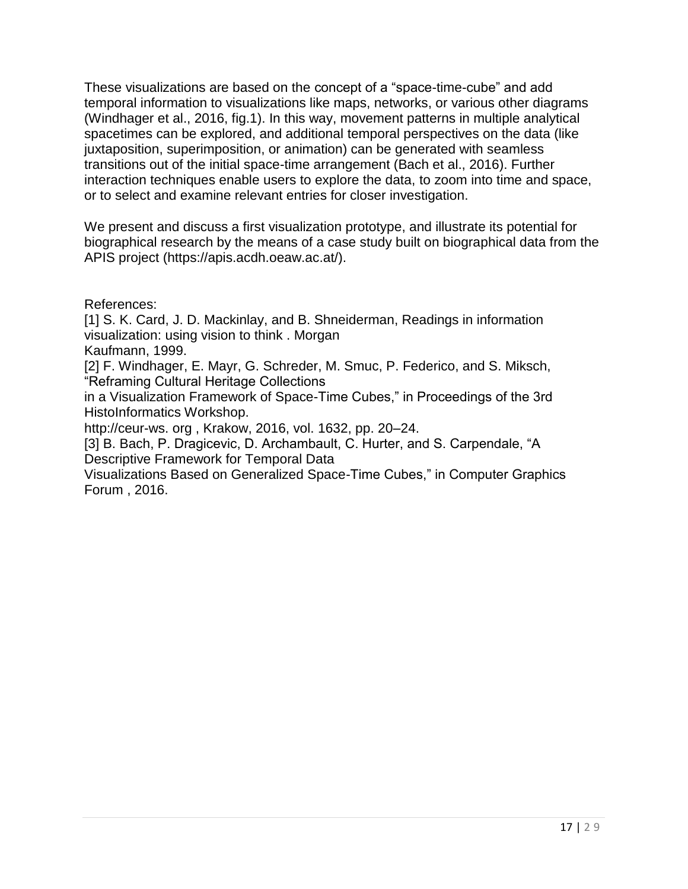These visualizations are based on the concept of a "space-time-cube" and add temporal information to visualizations like maps, networks, or various other diagrams (Windhager et al., 2016, fig.1). In this way, movement patterns in multiple analytical spacetimes can be explored, and additional temporal perspectives on the data (like juxtaposition, superimposition, or animation) can be generated with seamless transitions out of the initial space-time arrangement (Bach et al., 2016). Further interaction techniques enable users to explore the data, to zoom into time and space, or to select and examine relevant entries for closer investigation.

We present and discuss a first visualization prototype, and illustrate its potential for biographical research by the means of a case study built on biographical data from the APIS project (https://apis.acdh.oeaw.ac.at/).

References:

[1] S. K. Card, J. D. Mackinlay, and B. Shneiderman, Readings in information visualization: using vision to think . Morgan Kaufmann, 1999.

[2] F. Windhager, E. Mayr, G. Schreder, M. Smuc, P. Federico, and S. Miksch, "Reframing Cultural Heritage Collections in a Visualization Framework of Space-Time Cubes," in Proceedings of the 3rd HistoInformatics Workshop. http://ceur-ws. org , Krakow, 2016, vol. 1632, pp. 20–24.

[3] B. Bach, P. Dragicevic, D. Archambault, C. Hurter, and S. Carpendale, "A Descriptive Framework for Temporal Data Visualizations Based on Generalized Space-Time Cubes," in Computer Graphics Forum , 2016.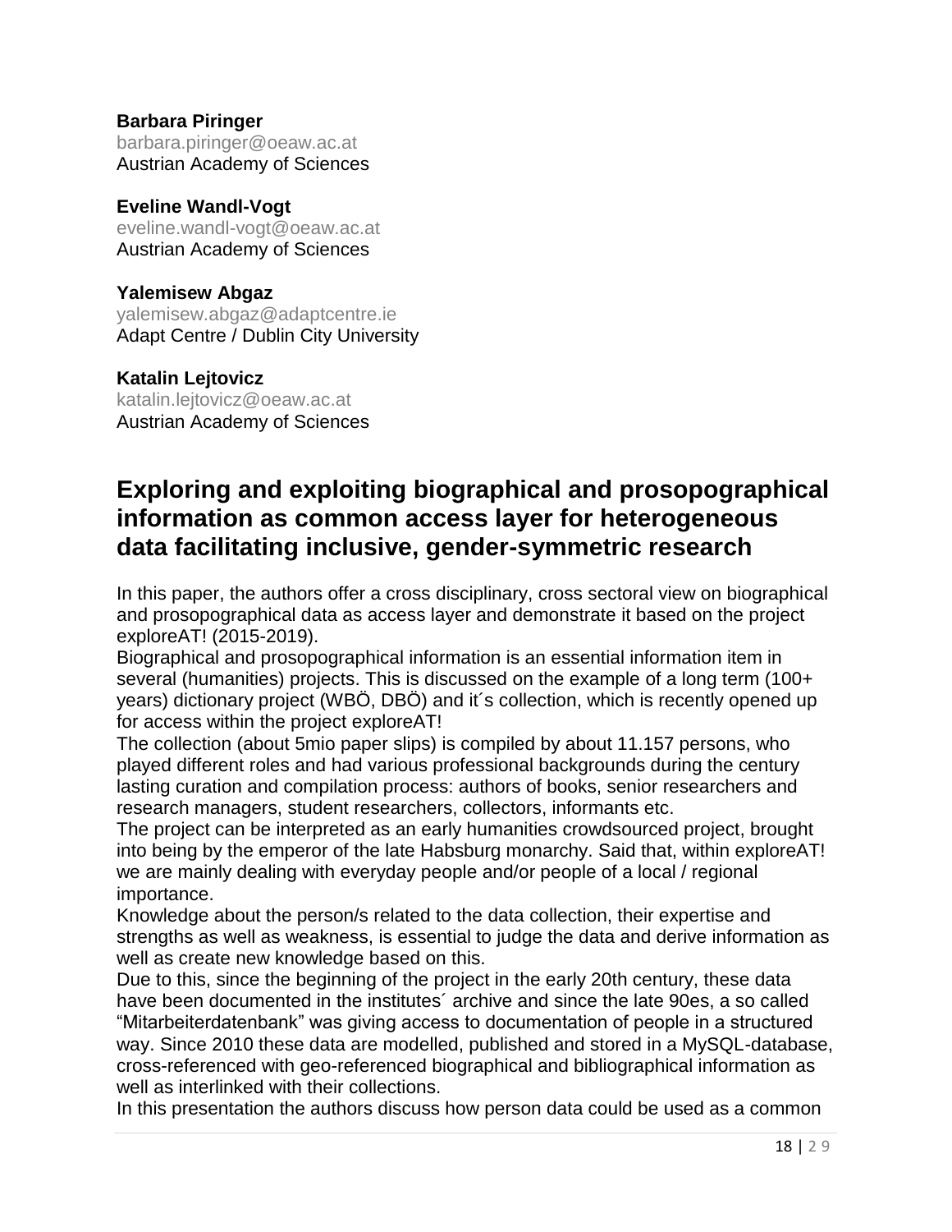**Barbara Piringer**
barbara.piringer@oeaw.ac.at
Austrian Academy of Sciences

**Eveline Wandl-Vogt**
eveline.wandl-vogt@oeaw.ac.at
Austrian Academy of Sciences

**Yalemisew Abgaz**
yalemisew.abgaz@adaptcentre.ie
Adapt Centre / Dublin City University

**Katalin Lejtovicz**
katalin.lejtovicz@oeaw.ac.at
Austrian Academy of Sciences

## Exploring and exploiting biographical and prosopographical information as common access layer for heterogeneous data facilitating inclusive, gender-symmetric research

In this paper, the authors offer a cross disciplinary, cross sectoral view on biographical and prosopographical data as access layer and demonstrate it based on the project exploreAT! (2015-2019).
Biographical and prosopographical information is an essential information item in several (humanities) projects. This is discussed on the example of a long term (100+ years) dictionary project (WBÖ, DBÖ) and it´s collection, which is recently opened up for access within the project exploreAT!
The collection (about 5mio paper slips) is compiled by about 11.157 persons, who played different roles and had various professional backgrounds during the century lasting curation and compilation process: authors of books, senior researchers and research managers, student researchers, collectors, informants etc.
The project can be interpreted as an early humanities crowdsourced project, brought into being by the emperor of the late Habsburg monarchy. Said that, within exploreAT! we are mainly dealing with everyday people and/or people of a local / regional importance.
Knowledge about the person/s related to the data collection, their expertise and strengths as well as weakness, is essential to judge the data and derive information as well as create new knowledge based on this.
Due to this, since the beginning of the project in the early 20th century, these data have been documented in the institutes´ archive and since the late 90es, a so called "Mitarbeiterdatenbank" was giving access to documentation of people in a structured way. Since 2010 these data are modelled, published and stored in a MySQL-database, cross-referenced with geo-referenced biographical and bibliographical information as well as interlinked with their collections.
In this presentation the authors discuss how person data could be used as a common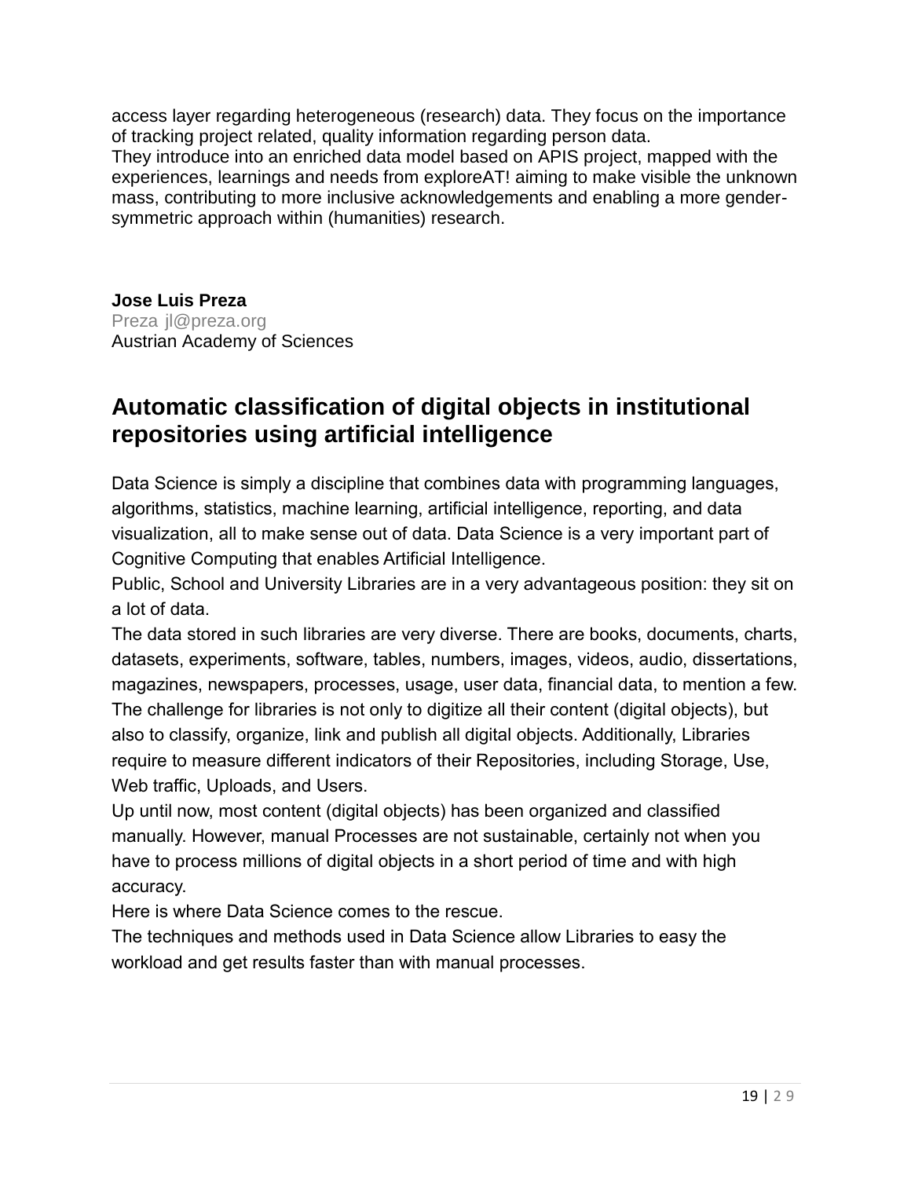access layer regarding heterogeneous (research) data. They focus on the importance of tracking project related, quality information regarding person data.
They introduce into an enriched data model based on APIS project, mapped with the experiences, learnings and needs from exploreAT! aiming to make visible the unknown mass, contributing to more inclusive acknowledgements and enabling a more gender-symmetric approach within (humanities) research.

**Jose Luis Preza**
Preza jl@preza.org
Austrian Academy of Sciences

## Automatic classification of digital objects in institutional repositories using artificial intelligence

Data Science is simply a discipline that combines data with programming languages, algorithms, statistics, machine learning, artificial intelligence, reporting, and data visualization, all to make sense out of data. Data Science is a very important part of Cognitive Computing that enables Artificial Intelligence.
Public, School and University Libraries are in a very advantageous position: they sit on a lot of data.
The data stored in such libraries are very diverse. There are books, documents, charts, datasets, experiments, software, tables, numbers, images, videos, audio, dissertations, magazines, newspapers, processes, usage, user data, financial data, to mention a few.
The challenge for libraries is not only to digitize all their content (digital objects), but also to classify, organize, link and publish all digital objects. Additionally, Libraries require to measure different indicators of their Repositories, including Storage, Use, Web traffic, Uploads, and Users.
Up until now, most content (digital objects) has been organized and classified manually. However, manual Processes are not sustainable, certainly not when you have to process millions of digital objects in a short period of time and with high accuracy.
Here is where Data Science comes to the rescue.
The techniques and methods used in Data Science allow Libraries to easy the workload and get results faster than with manual processes.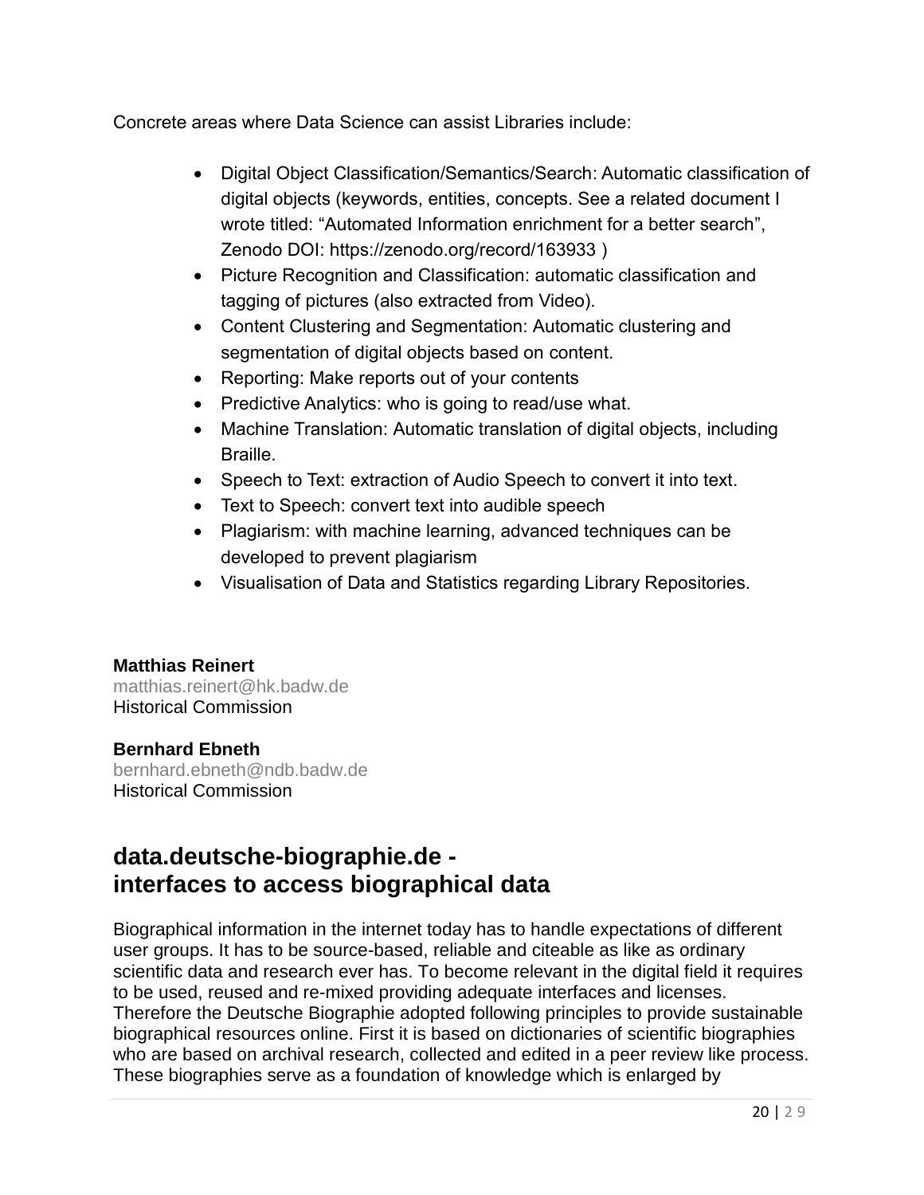Concrete areas where Data Science can assist Libraries include:

- Digital Object Classification/Semantics/Search: Automatic classification of digital objects (keywords, entities, concepts. See a related document I wrote titled: “Automated Information enrichment for a better search”, Zenodo DOI: https://zenodo.org/record/163933 )
- Picture Recognition and Classification: automatic classification and tagging of pictures (also extracted from Video).
- Content Clustering and Segmentation: Automatic clustering and segmentation of digital objects based on content.
- Reporting: Make reports out of your contents
- Predictive Analytics: who is going to read/use what.
- Machine Translation: Automatic translation of digital objects, including Braille.
- Speech to Text: extraction of Audio Speech to convert it into text.
- Text to Speech: convert text into audible speech
- Plagiarism: with machine learning, advanced techniques can be developed to prevent plagiarism
- Visualisation of Data and Statistics regarding Library Repositories.

**Matthias Reinert**
matthias.reinert@hk.badw.de
Historical Commission

**Bernhard Ebneth**
bernhard.ebneth@ndb.badw.de
Historical Commission

## data.deutsche-biographie.de - interfaces to access biographical data

Biographical information in the internet today has to handle expectations of different user groups. It has to be source-based, reliable and citeable as like as ordinary scientific data and research ever has. To become relevant in the digital field it requires to be used, reused and re-mixed providing adequate interfaces and licenses. Therefore the Deutsche Biographie adopted following principles to provide sustainable biographical resources online. First it is based on dictionaries of scientific biographies who are based on archival research, collected and edited in a peer review like process. These biographies serve as a foundation of knowledge which is enlarged by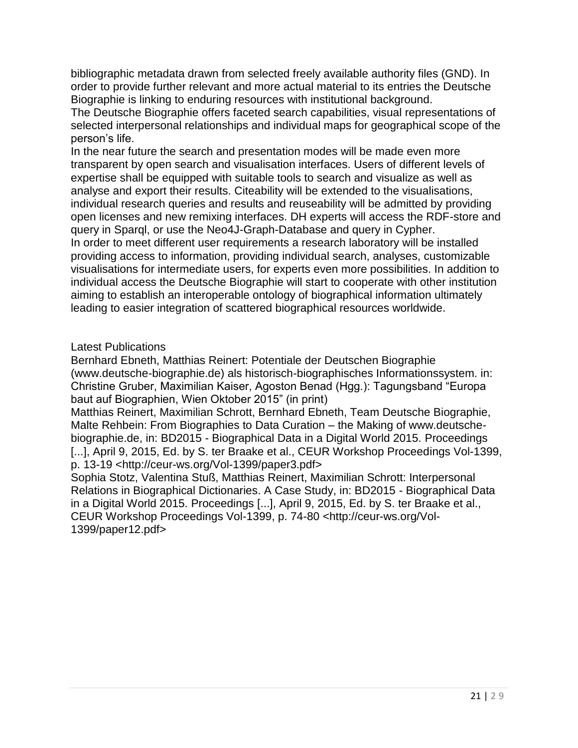bibliographic metadata drawn from selected freely available authority files (GND). In order to provide further relevant and more actual material to its entries the Deutsche Biographie is linking to enduring resources with institutional background.
The Deutsche Biographie offers faceted search capabilities, visual representations of selected interpersonal relationships and individual maps for geographical scope of the person's life.
In the near future the search and presentation modes will be made even more transparent by open search and visualisation interfaces. Users of different levels of expertise shall be equipped with suitable tools to search and visualize as well as analyse and export their results. Citeability will be extended to the visualisations, individual research queries and results and reuseability will be admitted by providing open licenses and new remixing interfaces. DH experts will access the RDF-store and query in Sparql, or use the Neo4J-Graph-Database and query in Cypher.
In order to meet different user requirements a research laboratory will be installed providing access to information, providing individual search, analyses, customizable visualisations for intermediate users, for experts even more possibilities. In addition to individual access the Deutsche Biographie will start to cooperate with other institution aiming to establish an interoperable ontology of biographical information ultimately leading to easier integration of scattered biographical resources worldwide.

Latest Publications

Bernhard Ebneth, Matthias Reinert: Potentiale der Deutschen Biographie (www.deutsche-biographie.de) als historisch-biographisches Informationssystem. in: Christine Gruber, Maximilian Kaiser, Agoston Benad (Hgg.): Tagungsband "Europa baut auf Biographien, Wien Oktober 2015" (in print)

Matthias Reinert, Maximilian Schrott, Bernhard Ebneth, Team Deutsche Biographie, Malte Rehbein: From Biographies to Data Curation – the Making of www.deutsche-biographie.de, in: BD2015 - Biographical Data in a Digital World 2015. Proceedings [...], April 9, 2015, Ed. by S. ter Braake et al., CEUR Workshop Proceedings Vol-1399, p. 13-19 <http://ceur-ws.org/Vol-1399/paper3.pdf>

Sophia Stotz, Valentina Stuß, Matthias Reinert, Maximilian Schrott: Interpersonal Relations in Biographical Dictionaries. A Case Study, in: BD2015 - Biographical Data in a Digital World 2015. Proceedings [...], April 9, 2015, Ed. by S. ter Braake et al., CEUR Workshop Proceedings Vol-1399, p. 74-80 <http://ceur-ws.org/Vol-1399/paper12.pdf>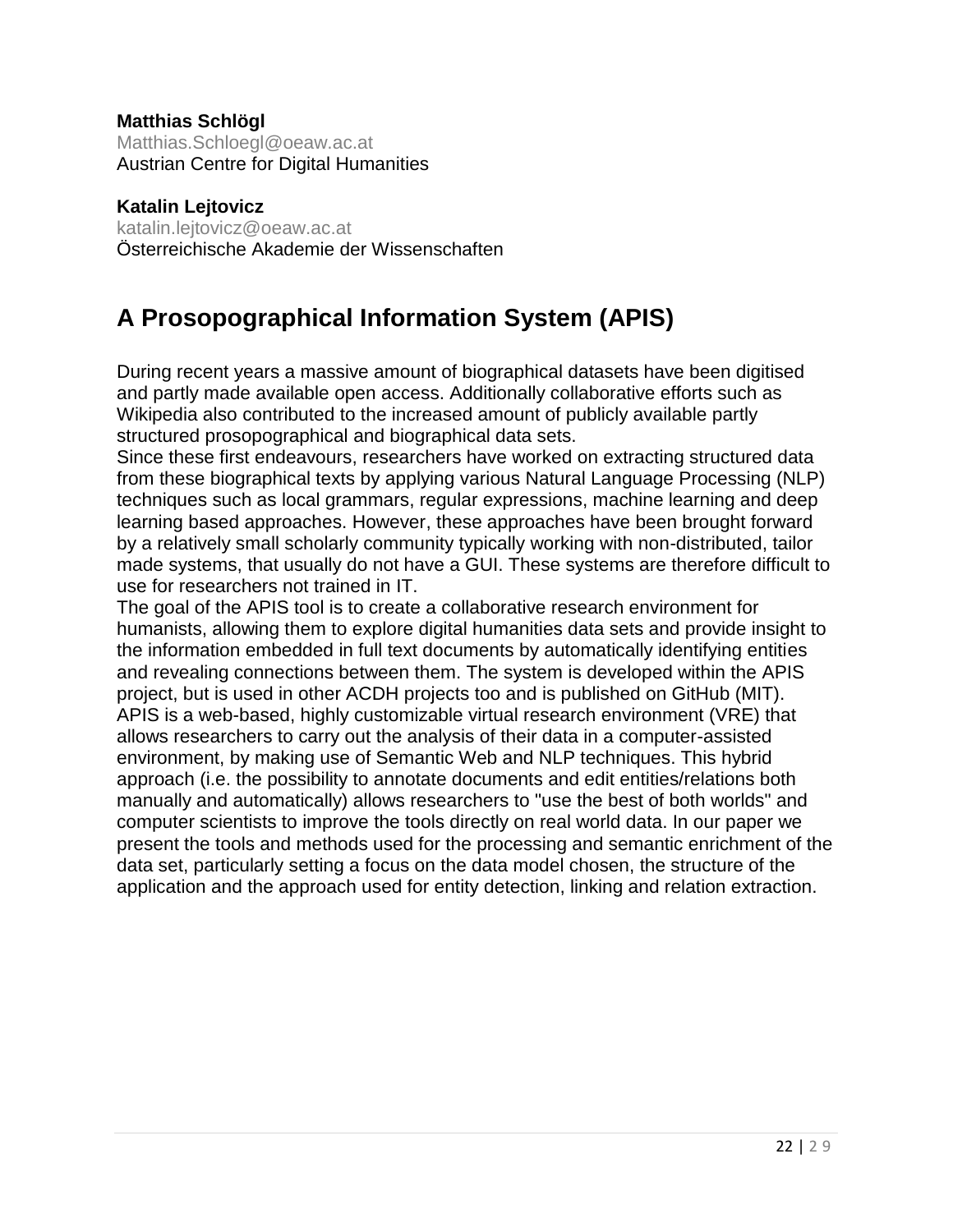**Matthias Schlögl**
Matthias.Schloegl@oeaw.ac.at
Austrian Centre for Digital Humanities

**Katalin Lejtovicz**
katalin.lejtovicz@oeaw.ac.at
Österreichische Akademie der Wissenschaften

# A Prosopographical Information System (APIS)

During recent years a massive amount of biographical datasets have been digitised and partly made available open access. Additionally collaborative efforts such as Wikipedia also contributed to the increased amount of publicly available partly structured prosopographical and biographical data sets.
Since these first endeavours, researchers have worked on extracting structured data from these biographical texts by applying various Natural Language Processing (NLP) techniques such as local grammars, regular expressions, machine learning and deep learning based approaches. However, these approaches have been brought forward by a relatively small scholarly community typically working with non-distributed, tailor made systems, that usually do not have a GUI. These systems are therefore difficult to use for researchers not trained in IT.
The goal of the APIS tool is to create a collaborative research environment for humanists, allowing them to explore digital humanities data sets and provide insight to the information embedded in full text documents by automatically identifying entities and revealing connections between them. The system is developed within the APIS project, but is used in other ACDH projects too and is published on GitHub (MIT).
APIS is a web-based, highly customizable virtual research environment (VRE) that allows researchers to carry out the analysis of their data in a computer-assisted environment, by making use of Semantic Web and NLP techniques. This hybrid approach (i.e. the possibility to annotate documents and edit entities/relations both manually and automatically) allows researchers to "use the best of both worlds" and computer scientists to improve the tools directly on real world data. In our paper we present the tools and methods used for the processing and semantic enrichment of the data set, particularly setting a focus on the data model chosen, the structure of the application and the approach used for entity detection, linking and relation extraction.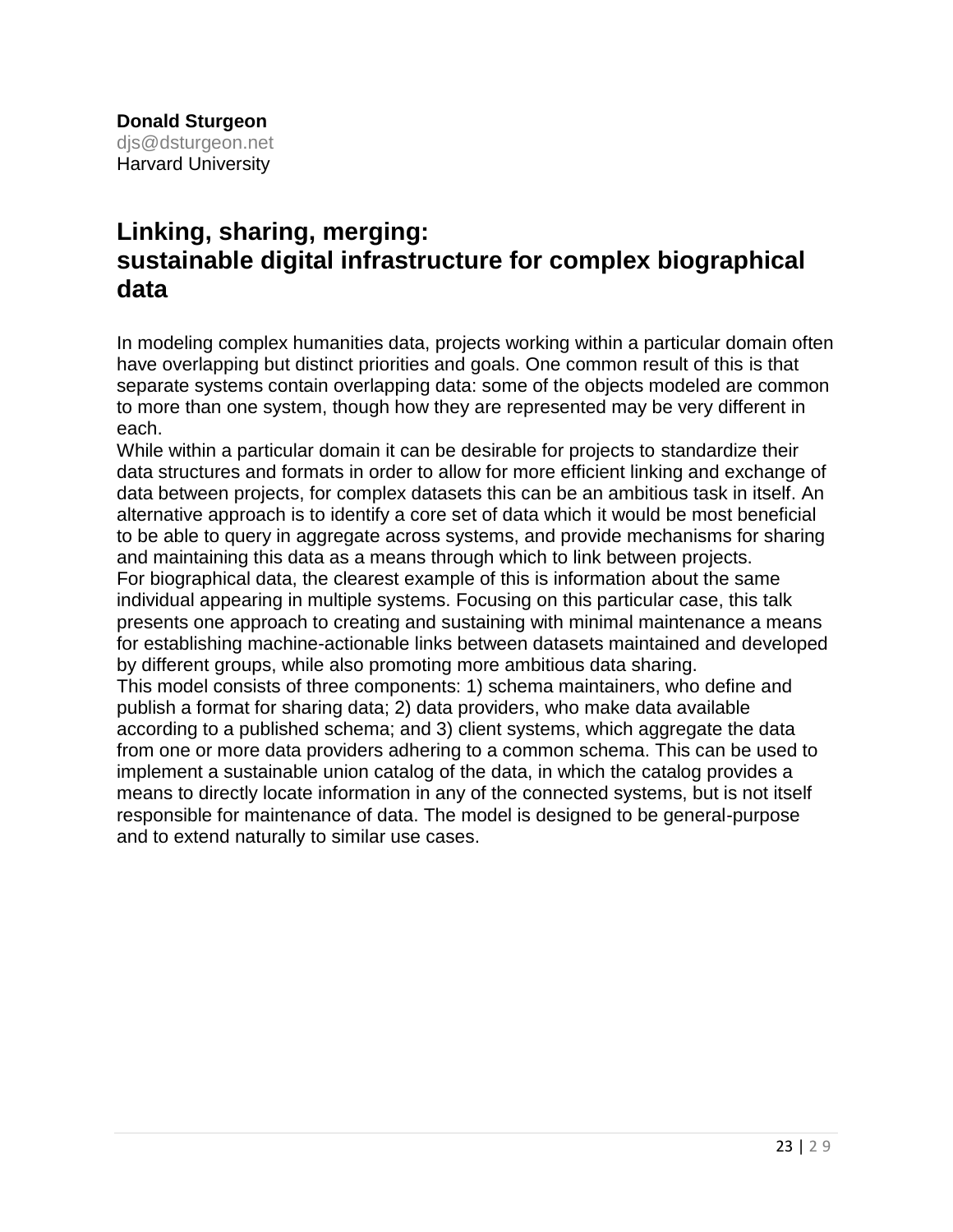**Donald Sturgeon**
djs@dsturgeon.net
Harvard University

## Linking, sharing, merging: sustainable digital infrastructure for complex biographical data

In modeling complex humanities data, projects working within a particular domain often have overlapping but distinct priorities and goals. One common result of this is that separate systems contain overlapping data: some of the objects modeled are common to more than one system, though how they are represented may be very different in each.

While within a particular domain it can be desirable for projects to standardize their data structures and formats in order to allow for more efficient linking and exchange of data between projects, for complex datasets this can be an ambitious task in itself. An alternative approach is to identify a core set of data which it would be most beneficial to be able to query in aggregate across systems, and provide mechanisms for sharing and maintaining this data as a means through which to link between projects.

For biographical data, the clearest example of this is information about the same individual appearing in multiple systems. Focusing on this particular case, this talk presents one approach to creating and sustaining with minimal maintenance a means for establishing machine-actionable links between datasets maintained and developed by different groups, while also promoting more ambitious data sharing.

This model consists of three components: 1) schema maintainers, who define and publish a format for sharing data; 2) data providers, who make data available according to a published schema; and 3) client systems, which aggregate the data from one or more data providers adhering to a common schema. This can be used to implement a sustainable union catalog of the data, in which the catalog provides a means to directly locate information in any of the connected systems, but is not itself responsible for maintenance of data. The model is designed to be general-purpose and to extend naturally to similar use cases.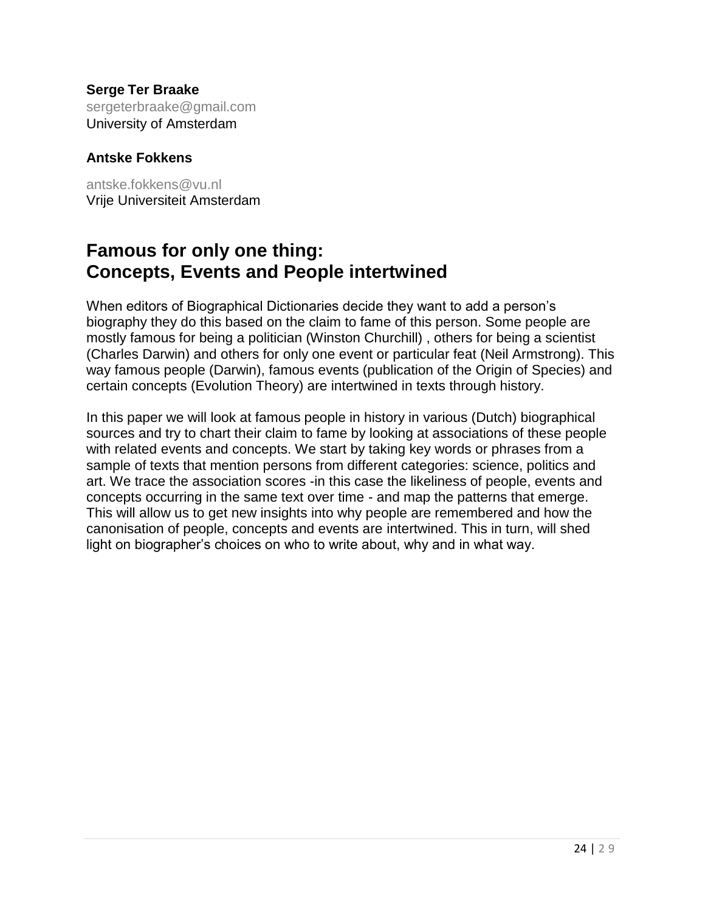**Serge Ter Braake**
sergeterbraake@gmail.com
University of Amsterdam

**Antske Fokkens**

antske.fokkens@vu.nl
Vrije Universiteit Amsterdam

# Famous for only one thing: Concepts, Events and People intertwined

When editors of Biographical Dictionaries decide they want to add a person's biography they do this based on the claim to fame of this person. Some people are mostly famous for being a politician (Winston Churchill) , others for being a scientist (Charles Darwin) and others for only one event or particular feat (Neil Armstrong). This way famous people (Darwin), famous events (publication of the Origin of Species) and certain concepts (Evolution Theory) are intertwined in texts through history.

In this paper we will look at famous people in history in various (Dutch) biographical sources and try to chart their claim to fame by looking at associations of these people with related events and concepts. We start by taking key words or phrases from a sample of texts that mention persons from different categories: science, politics and art. We trace the association scores -in this case the likeliness of people, events and concepts occurring in the same text over time - and map the patterns that emerge. This will allow us to get new insights into why people are remembered and how the canonisation of people, concepts and events are intertwined. This in turn, will shed light on biographer's choices on who to write about, why and in what way.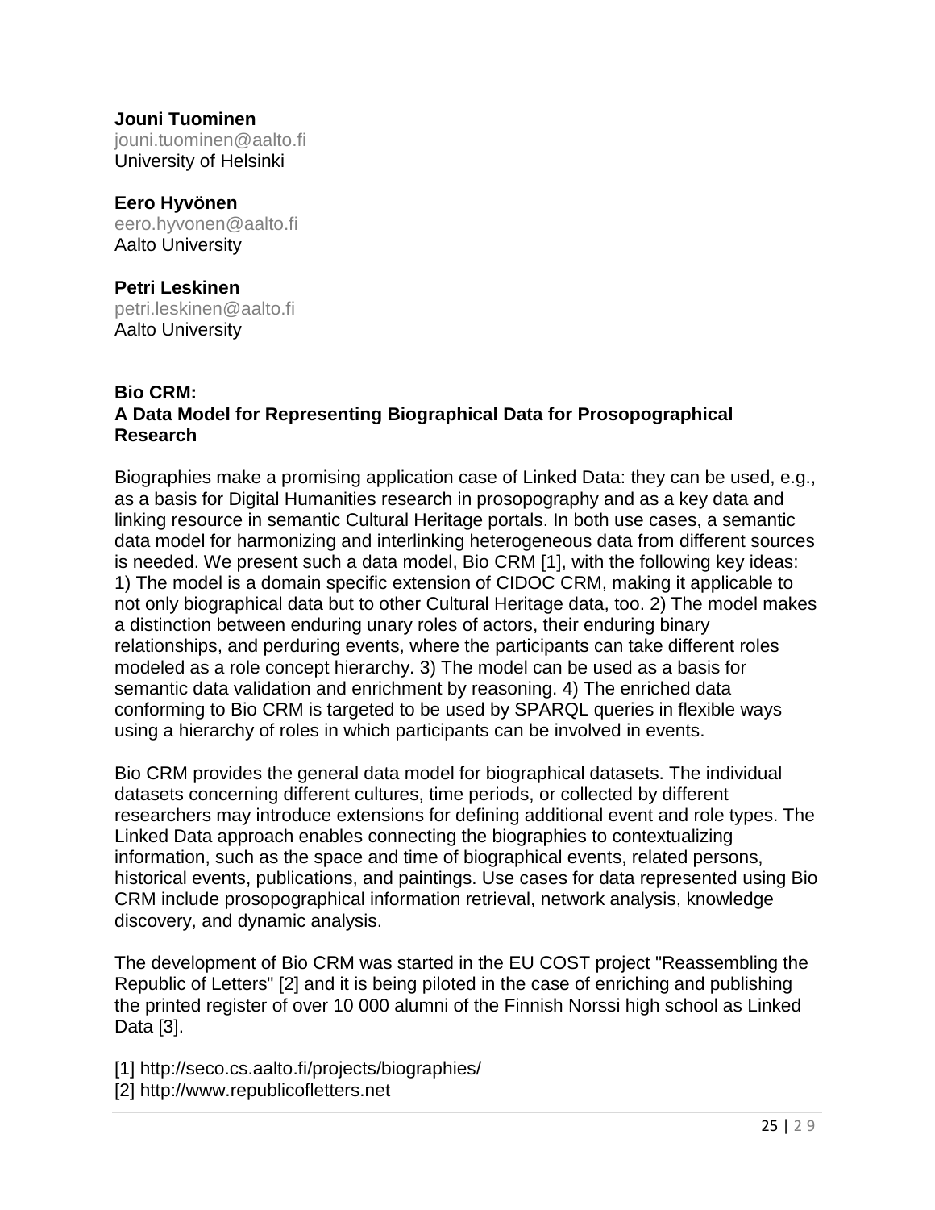**Jouni Tuominen**
jouni.tuominen@aalto.fi
University of Helsinki

**Eero Hyvönen**
eero.hyvonen@aalto.fi
Aalto University

**Petri Leskinen**
petri.leskinen@aalto.fi
Aalto University

## Bio CRM: A Data Model for Representing Biographical Data for Prosopographical Research

Biographies make a promising application case of Linked Data: they can be used, e.g., as a basis for Digital Humanities research in prosopography and as a key data and linking resource in semantic Cultural Heritage portals. In both use cases, a semantic data model for harmonizing and interlinking heterogeneous data from different sources is needed. We present such a data model, Bio CRM [1], with the following key ideas: 1) The model is a domain specific extension of CIDOC CRM, making it applicable to not only biographical data but to other Cultural Heritage data, too. 2) The model makes a distinction between enduring unary roles of actors, their enduring binary relationships, and perduring events, where the participants can take different roles modeled as a role concept hierarchy. 3) The model can be used as a basis for semantic data validation and enrichment by reasoning. 4) The enriched data conforming to Bio CRM is targeted to be used by SPARQL queries in flexible ways using a hierarchy of roles in which participants can be involved in events.

Bio CRM provides the general data model for biographical datasets. The individual datasets concerning different cultures, time periods, or collected by different researchers may introduce extensions for defining additional event and role types. The Linked Data approach enables connecting the biographies to contextualizing information, such as the space and time of biographical events, related persons, historical events, publications, and paintings. Use cases for data represented using Bio CRM include prosopographical information retrieval, network analysis, knowledge discovery, and dynamic analysis.

The development of Bio CRM was started in the EU COST project "Reassembling the Republic of Letters" [2] and it is being piloted in the case of enriching and publishing the printed register of over 10 000 alumni of the Finnish Norssi high school as Linked Data [3].

[1] http://seco.cs.aalto.fi/projects/biographies/
[2] http://www.republicofletters.net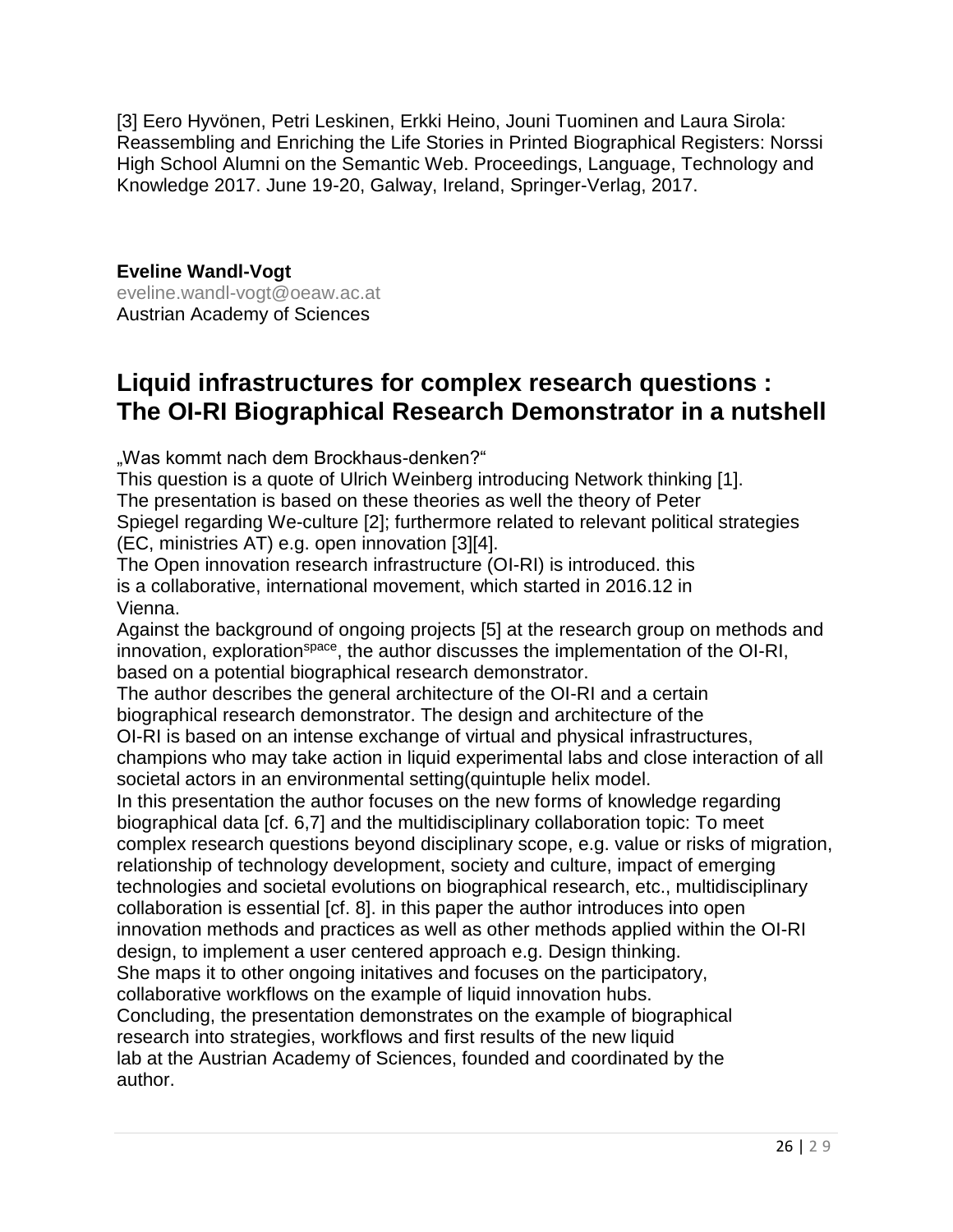[3] Eero Hyvönen, Petri Leskinen, Erkki Heino, Jouni Tuominen and Laura Sirola: Reassembling and Enriching the Life Stories in Printed Biographical Registers: Norssi High School Alumni on the Semantic Web. Proceedings, Language, Technology and Knowledge 2017. June 19-20, Galway, Ireland, Springer-Verlag, 2017.

**Eveline Wandl-Vogt**
eveline.wandl-vogt@oeaw.ac.at
Austrian Academy of Sciences

## Liquid infrastructures for complex research questions : The OI-RI Biographical Research Demonstrator in a nutshell

„Was kommt nach dem Brockhaus-denken?“
This question is a quote of Ulrich Weinberg introducing Network thinking [1].
The presentation is based on these theories as well the theory of Peter Spiegel regarding We-culture [2]; furthermore related to relevant political strategies (EC, ministries AT) e.g. open innovation [3][4].
The Open innovation research infrastructure (OI-RI) is introduced. this is a collaborative, international movement, which started in 2016.12 in Vienna.
Against the background of ongoing projects [5] at the research group on methods and innovation, exploration^space, the author discusses the implementation of the OI-RI, based on a potential biographical research demonstrator.
The author describes the general architecture of the OI-RI and a certain biographical research demonstrator. The design and architecture of the OI-RI is based on an intense exchange of virtual and physical infrastructures, champions who may take action in liquid experimental labs and close interaction of all societal actors in an environmental setting(quintuple helix model.
In this presentation the author focuses on the new forms of knowledge regarding biographical data [cf. 6,7] and the multidisciplinary collaboration topic: To meet complex research questions beyond disciplinary scope, e.g. value or risks of migration, relationship of technology development, society and culture, impact of emerging technologies and societal evolutions on biographical research, etc., multidisciplinary collaboration is essential [cf. 8]. in this paper the author introduces into open innovation methods and practices as well as other methods applied within the OI-RI design, to implement a user centered approach e.g. Design thinking.
She maps it to other ongoing initatives and focuses on the participatory, collaborative workflows on the example of liquid innovation hubs.
Concluding, the presentation demonstrates on the example of biographical research into strategies, workflows and first results of the new liquid lab at the Austrian Academy of Sciences, founded and coordinated by the author.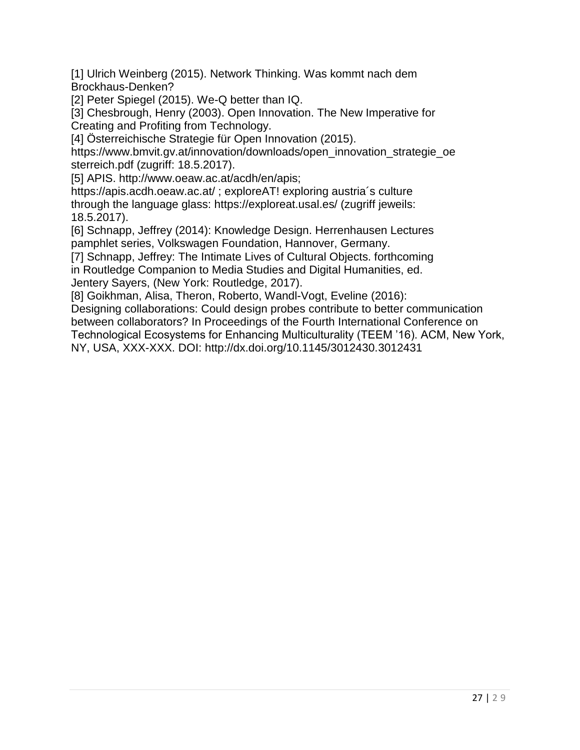[1] Ulrich Weinberg (2015). Network Thinking. Was kommt nach dem Brockhaus-Denken?

[2] Peter Spiegel (2015). We-Q better than IQ.

[3] Chesbrough, Henry (2003). Open Innovation. The New Imperative for Creating and Profiting from Technology.

[4] Österreichische Strategie für Open Innovation (2015). https://www.bmvit.gv.at/innovation/downloads/open_innovation_strategie_oesterreich.pdf (zugriff: 18.5.2017).

[5] APIS. http://www.oeaw.ac.at/acdh/en/apis; https://apis.acdh.oeaw.ac.at/ ; exploreAT! exploring austria´s culture through the language glass: https://exploreat.usal.es/ (zugriff jeweils: 18.5.2017).

[6] Schnapp, Jeffrey (2014): Knowledge Design. Herrenhausen Lectures pamphlet series, Volkswagen Foundation, Hannover, Germany.

[7] Schnapp, Jeffrey: The Intimate Lives of Cultural Objects. forthcoming in Routledge Companion to Media Studies and Digital Humanities, ed. Jentery Sayers, (New York: Routledge, 2017).

[8] Goikhman, Alisa, Theron, Roberto, Wandl-Vogt, Eveline (2016): Designing collaborations: Could design probes contribute to better communication between collaborators? In Proceedings of the Fourth International Conference on Technological Ecosystems for Enhancing Multiculturality (TEEM '16). ACM, New York, NY, USA, XXX-XXX. DOI: http://dx.doi.org/10.1145/3012430.3012431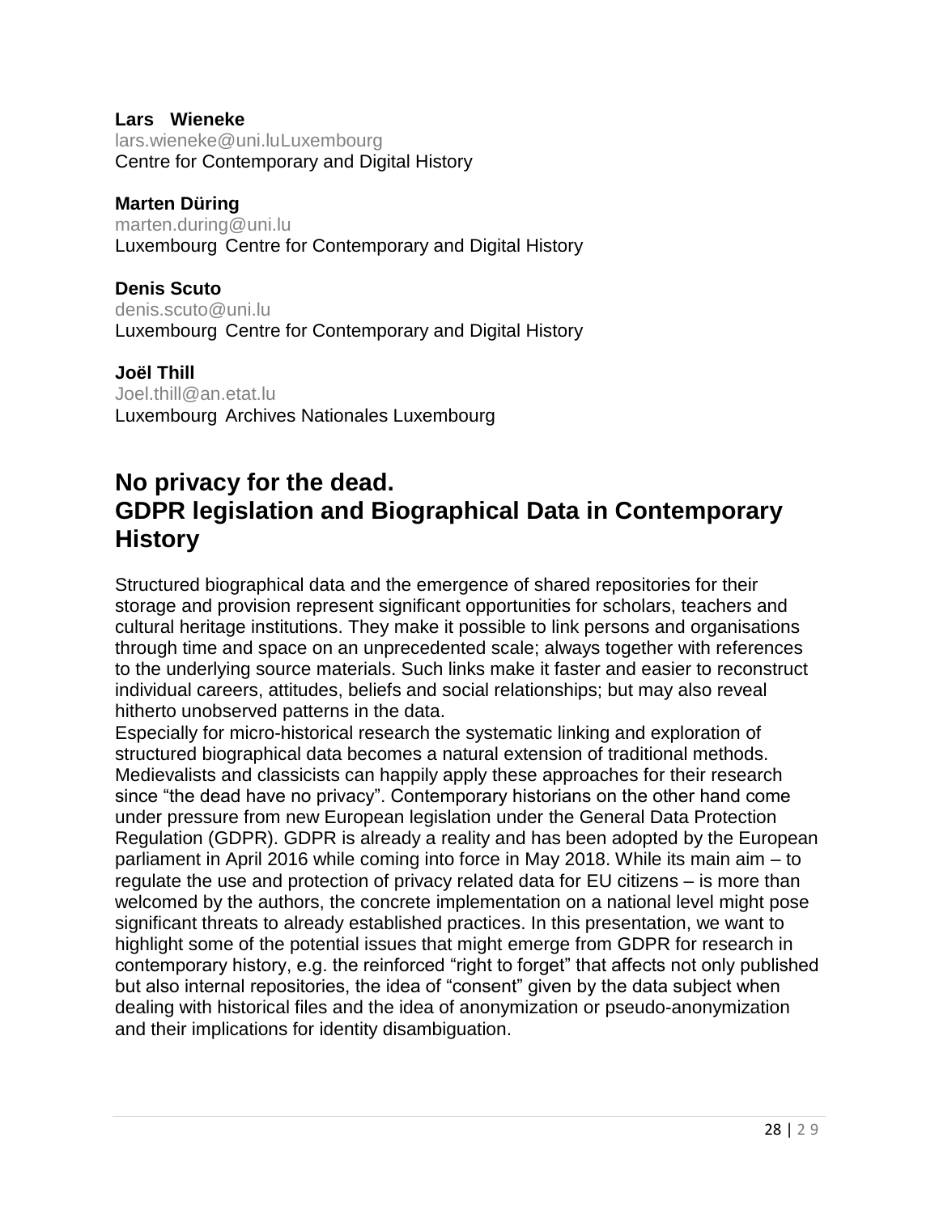**Lars Wieneke**
lars.wieneke@uni.luLuxembourg
Centre for Contemporary and Digital History

**Marten Düring**
marten.during@uni.lu
Luxembourg Centre for Contemporary and Digital History

**Denis Scuto**
denis.scuto@uni.lu
Luxembourg Centre for Contemporary and Digital History

**Joël Thill**
Joel.thill@an.etat.lu
Luxembourg Archives Nationales Luxembourg

## No privacy for the dead. GDPR legislation and Biographical Data in Contemporary History

Structured biographical data and the emergence of shared repositories for their storage and provision represent significant opportunities for scholars, teachers and cultural heritage institutions. They make it possible to link persons and organisations through time and space on an unprecedented scale; always together with references to the underlying source materials. Such links make it faster and easier to reconstruct individual careers, attitudes, beliefs and social relationships; but may also reveal hitherto unobserved patterns in the data.

Especially for micro-historical research the systematic linking and exploration of structured biographical data becomes a natural extension of traditional methods. Medievalists and classicists can happily apply these approaches for their research since "the dead have no privacy". Contemporary historians on the other hand come under pressure from new European legislation under the General Data Protection Regulation (GDPR). GDPR is already a reality and has been adopted by the European parliament in April 2016 while coming into force in May 2018. While its main aim – to regulate the use and protection of privacy related data for EU citizens – is more than welcomed by the authors, the concrete implementation on a national level might pose significant threats to already established practices. In this presentation, we want to highlight some of the potential issues that might emerge from GDPR for research in contemporary history, e.g. the reinforced "right to forget" that affects not only published but also internal repositories, the idea of "consent" given by the data subject when dealing with historical files and the idea of anonymization or pseudo-anonymization and their implications for identity disambiguation.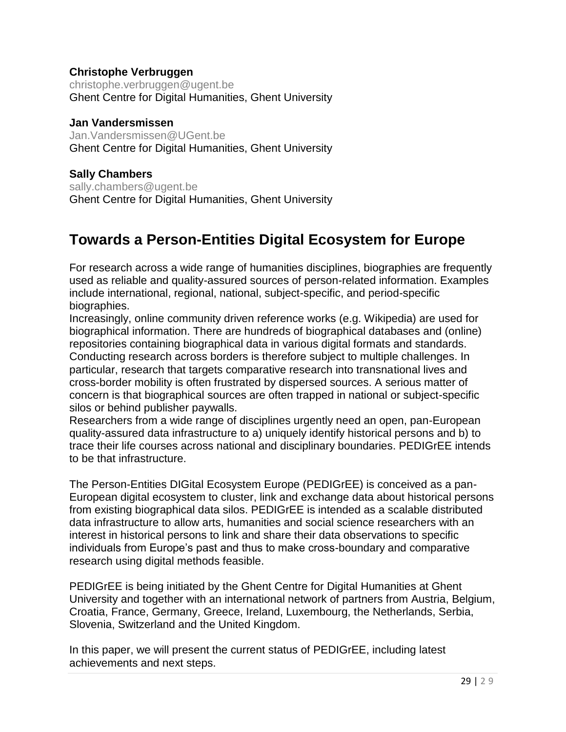**Christophe Verbruggen**
christophe.verbruggen@ugent.be
Ghent Centre for Digital Humanities, Ghent University

**Jan Vandersmissen**
Jan.Vandersmissen@UGent.be
Ghent Centre for Digital Humanities, Ghent University

**Sally Chambers**
sally.chambers@ugent.be
Ghent Centre for Digital Humanities, Ghent University

# Towards a Person-Entities Digital Ecosystem for Europe

For research across a wide range of humanities disciplines, biographies are frequently used as reliable and quality-assured sources of person-related information. Examples include international, regional, national, subject-specific, and period-specific biographies.
Increasingly, online community driven reference works (e.g. Wikipedia) are used for biographical information. There are hundreds of biographical databases and (online) repositories containing biographical data in various digital formats and standards. Conducting research across borders is therefore subject to multiple challenges. In particular, research that targets comparative research into transnational lives and cross-border mobility is often frustrated by dispersed sources. A serious matter of concern is that biographical sources are often trapped in national or subject-specific silos or behind publisher paywalls.
Researchers from a wide range of disciplines urgently need an open, pan-European quality-assured data infrastructure to a) uniquely identify historical persons and b) to trace their life courses across national and disciplinary boundaries. PEDIGrEE intends to be that infrastructure.

The Person-Entities DIGital Ecosystem Europe (PEDIGrEE) is conceived as a pan-European digital ecosystem to cluster, link and exchange data about historical persons from existing biographical data silos. PEDIGrEE is intended as a scalable distributed data infrastructure to allow arts, humanities and social science researchers with an interest in historical persons to link and share their data observations to specific individuals from Europe's past and thus to make cross-boundary and comparative research using digital methods feasible.

PEDIGrEE is being initiated by the Ghent Centre for Digital Humanities at Ghent University and together with an international network of partners from Austria, Belgium, Croatia, France, Germany, Greece, Ireland, Luxembourg, the Netherlands, Serbia, Slovenia, Switzerland and the United Kingdom.

In this paper, we will present the current status of PEDIGrEE, including latest achievements and next steps.